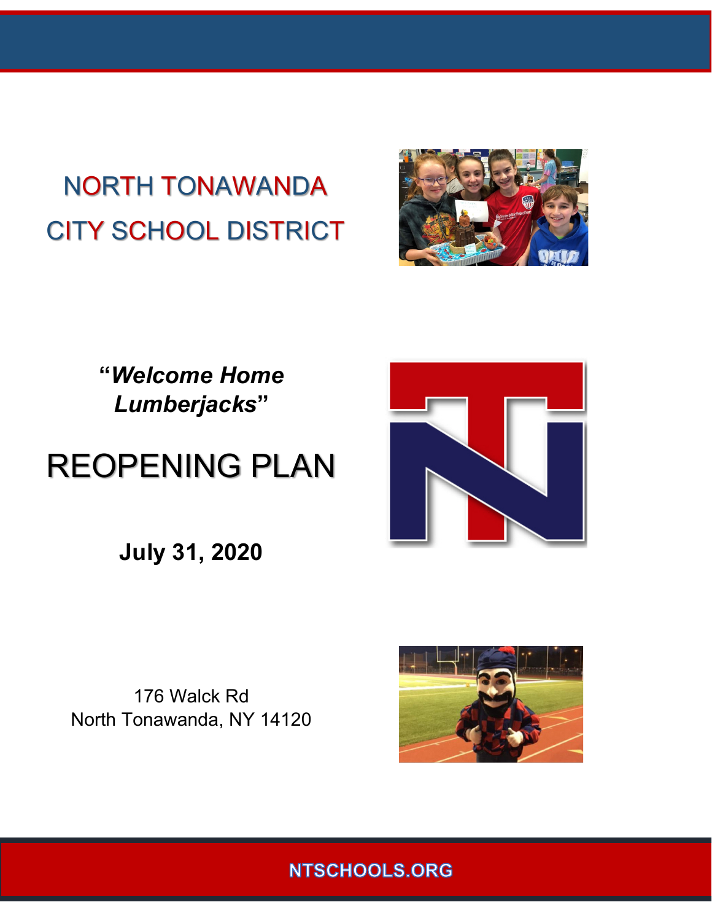# NORTH TONAWANDA CITY SCHOOL DISTRICT

**"*Welcome Home Lumberjacks*"**

# REOPENING PLAN

**July 31, 2020**

176 Walck Rd
North Tonawanda, NY 14120

**NTSCHOOLS.ORG**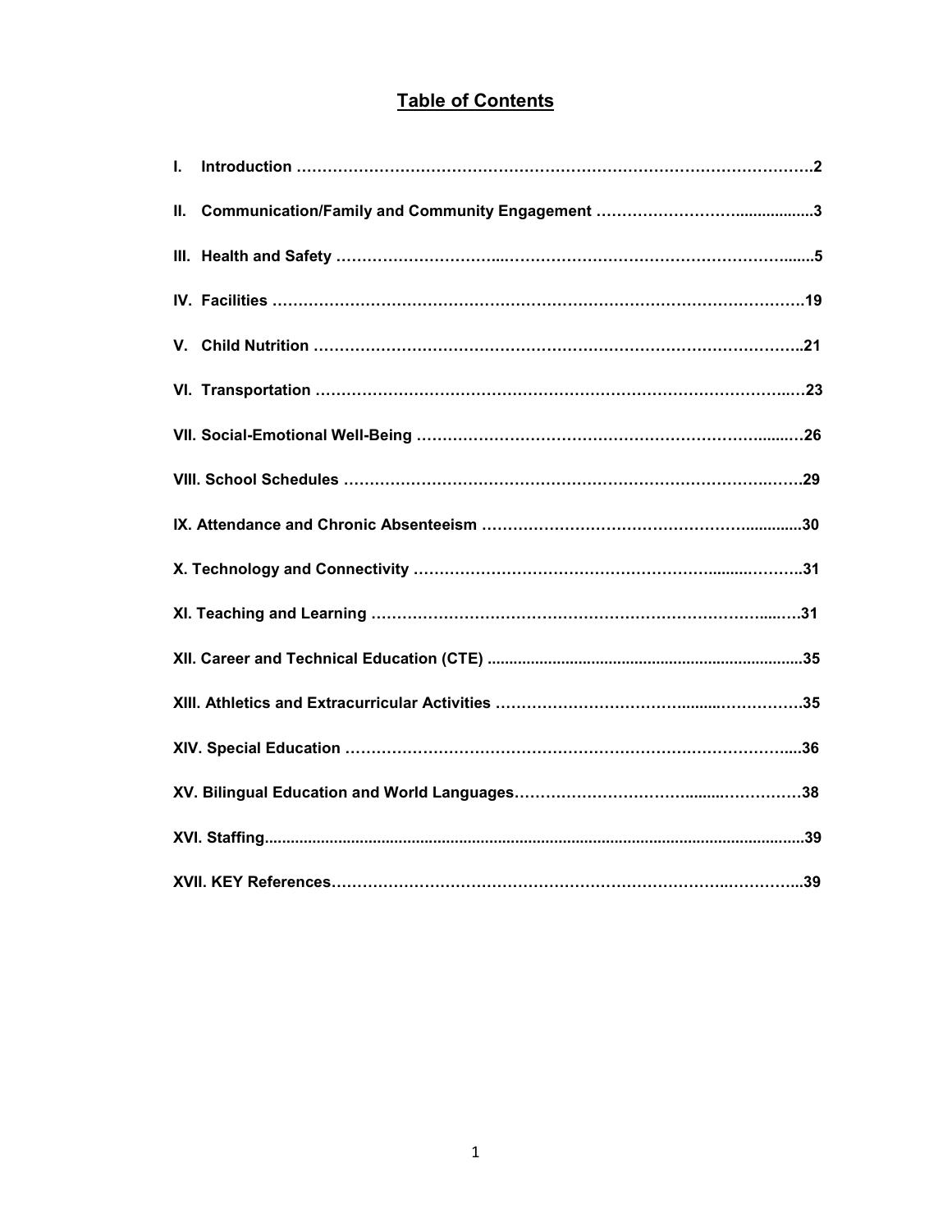# Table of Contents

I. Introduction …………………………………………………………………………………….2

II. Communication/Family and Community Engagement ……………………….................3

III. Health and Safety …………………………..…………………………………………….......5

IV. Facilities ……………………………………………………………………………………….19

V. Child Nutrition ………………………………………………………………………………..21

VI. Transportation ……………………………………………………………………………..…23

VII. Social-Emotional Well-Being ……………………………………………………….......…26

VIII. School Schedules ………………………………………………………………….…….29

IX. Attendance and Chronic Absenteeism ……………………………………………............30

X. Technology and Connectivity …………………………………………………........……….31

XI. Teaching and Learning ……………………………………….……………………….....….31

XII. Career and Technical Education (CTE) .........................................................................35

XIII. Athletics and Extracurricular Activities ……………………………........………………35

XIV. Special Education ………………………………………………………….……………....36

XV. Bilingual Education and World Languages………………………………........……………38

XVI. Staffing...........................................................................................................................39

XVII. KEY References………………………………………………………………….…………..39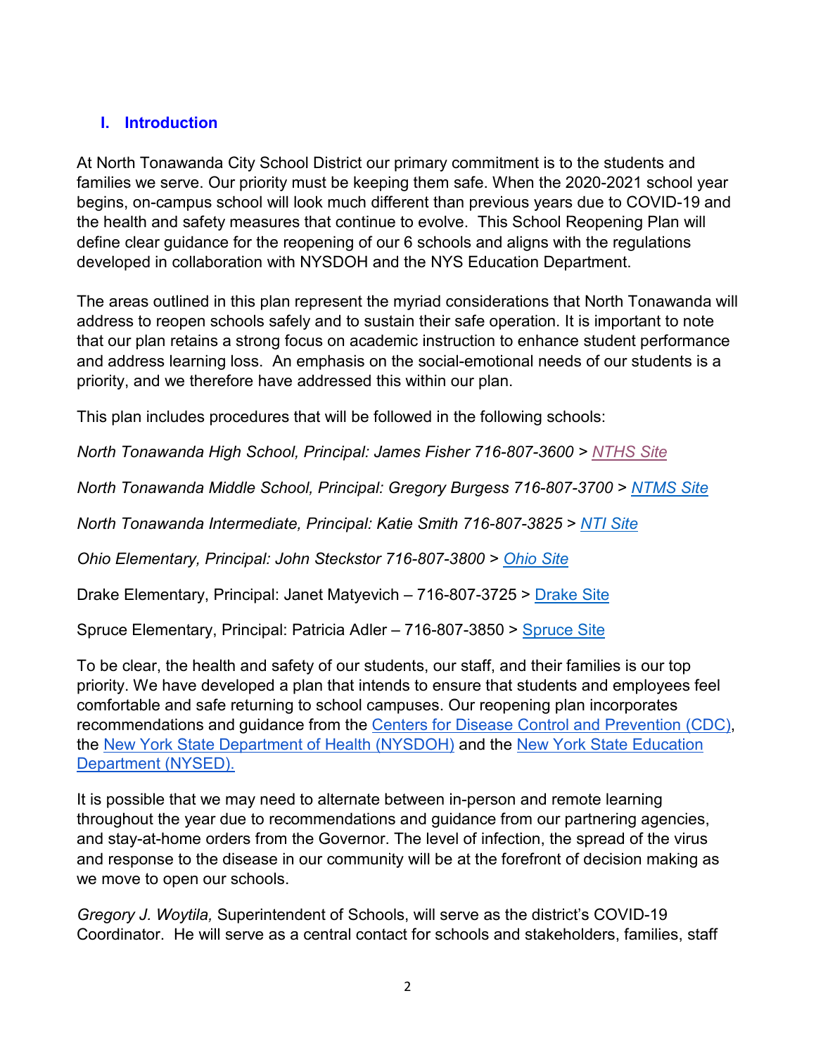## I. Introduction

At North Tonawanda City School District our primary commitment is to the students and families we serve. Our priority must be keeping them safe. When the 2020-2021 school year begins, on-campus school will look much different than previous years due to COVID-19 and the health and safety measures that continue to evolve. This School Reopening Plan will define clear guidance for the reopening of our 6 schools and aligns with the regulations developed in collaboration with NYSDOH and the NYS Education Department.

The areas outlined in this plan represent the myriad considerations that North Tonawanda will address to reopen schools safely and to sustain their safe operation. It is important to note that our plan retains a strong focus on academic instruction to enhance student performance and address learning loss. An emphasis on the social-emotional needs of our students is a priority, and we therefore have addressed this within our plan.

This plan includes procedures that will be followed in the following schools:

*North Tonawanda High School, Principal: James Fisher 716-807-3600 > NTHS Site*

*North Tonawanda Middle School, Principal: Gregory Burgess 716-807-3700 > NTMS Site*

*North Tonawanda Intermediate, Principal: Katie Smith 716-807-3825 > NTI Site*

*Ohio Elementary, Principal: John Steckstor 716-807-3800 > Ohio Site*

Drake Elementary, Principal: Janet Matyevich – 716-807-3725 > Drake Site

Spruce Elementary, Principal: Patricia Adler – 716-807-3850 > Spruce Site

To be clear, the health and safety of our students, our staff, and their families is our top priority. We have developed a plan that intends to ensure that students and employees feel comfortable and safe returning to school campuses. Our reopening plan incorporates recommendations and guidance from the Centers for Disease Control and Prevention (CDC), the New York State Department of Health (NYSDOH) and the New York State Education Department (NYSED).

It is possible that we may need to alternate between in-person and remote learning throughout the year due to recommendations and guidance from our partnering agencies, and stay-at-home orders from the Governor. The level of infection, the spread of the virus and response to the disease in our community will be at the forefront of decision making as we move to open our schools.

*Gregory J. Woytila,* Superintendent of Schools, will serve as the district's COVID-19 Coordinator. He will serve as a central contact for schools and stakeholders, families, staff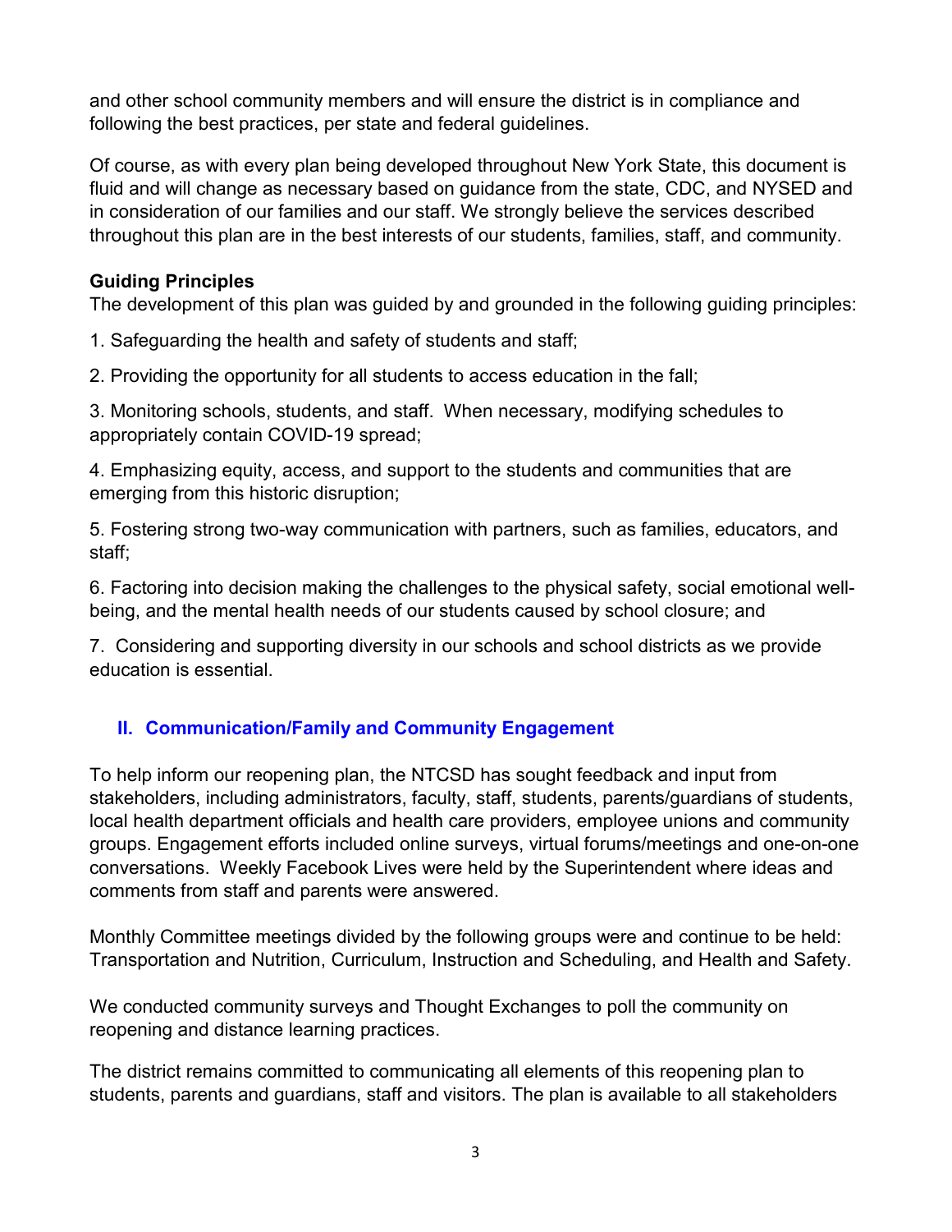and other school community members and will ensure the district is in compliance and following the best practices, per state and federal guidelines.

Of course, as with every plan being developed throughout New York State, this document is fluid and will change as necessary based on guidance from the state, CDC, and NYSED and in consideration of our families and our staff. We strongly believe the services described throughout this plan are in the best interests of our students, families, staff, and community.

**Guiding Principles**

The development of this plan was guided by and grounded in the following guiding principles:

1. Safeguarding the health and safety of students and staff;

2. Providing the opportunity for all students to access education in the fall;

3. Monitoring schools, students, and staff. When necessary, modifying schedules to appropriately contain COVID-19 spread;

4. Emphasizing equity, access, and support to the students and communities that are emerging from this historic disruption;

5. Fostering strong two-way communication with partners, such as families, educators, and staff;

6. Factoring into decision making the challenges to the physical safety, social emotional well-being, and the mental health needs of our students caused by school closure; and

7. Considering and supporting diversity in our schools and school districts as we provide education is essential.

## II. Communication/Family and Community Engagement

To help inform our reopening plan, the NTCSD has sought feedback and input from stakeholders, including administrators, faculty, staff, students, parents/guardians of students, local health department officials and health care providers, employee unions and community groups. Engagement efforts included online surveys, virtual forums/meetings and one-on-one conversations. Weekly Facebook Lives were held by the Superintendent where ideas and comments from staff and parents were answered.

Monthly Committee meetings divided by the following groups were and continue to be held: Transportation and Nutrition, Curriculum, Instruction and Scheduling, and Health and Safety.

We conducted community surveys and Thought Exchanges to poll the community on reopening and distance learning practices.

The district remains committed to communicating all elements of this reopening plan to students, parents and guardians, staff and visitors. The plan is available to all stakeholders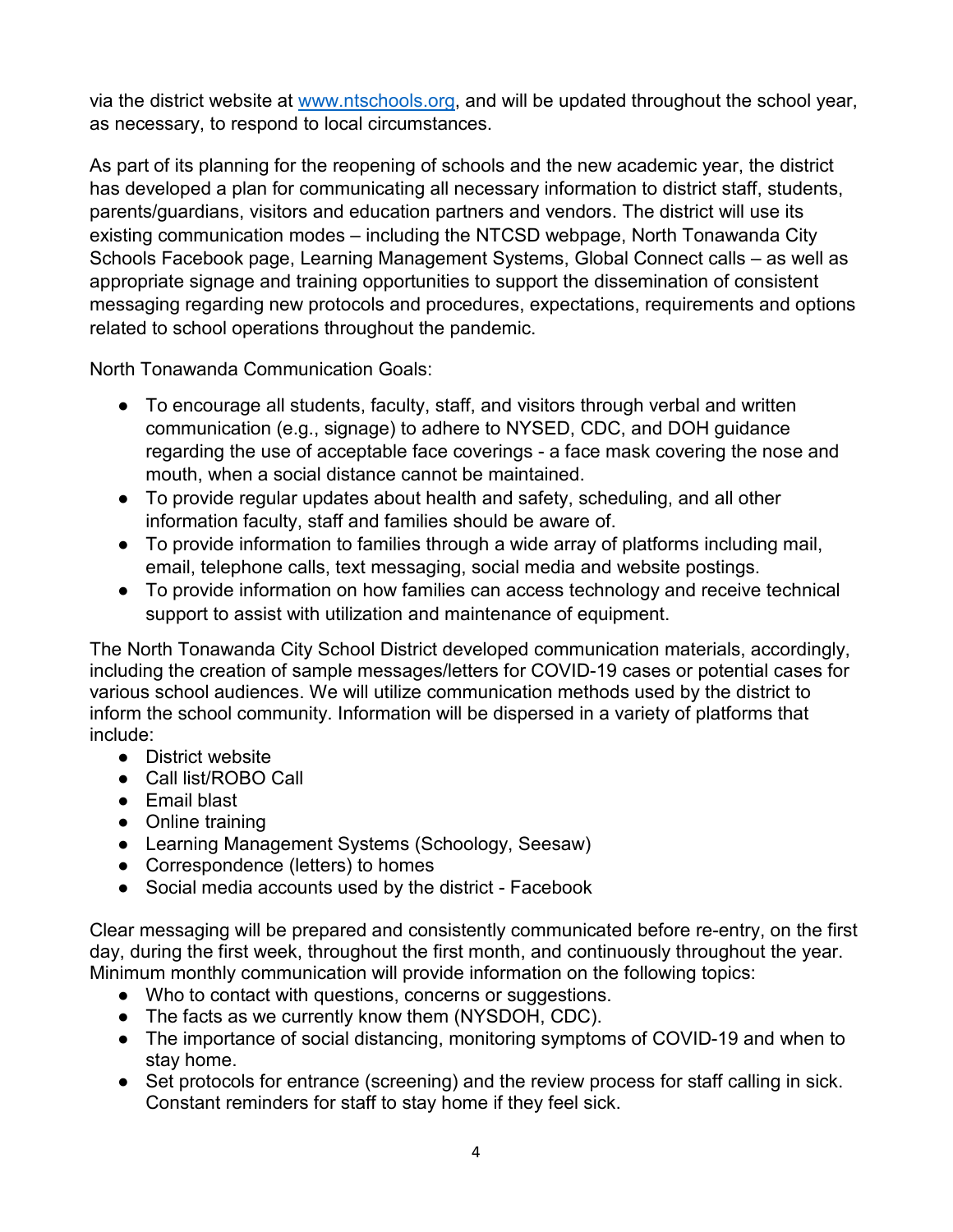via the district website at [www.ntschools.org](http://www.ntschools.org), and will be updated throughout the school year, as necessary, to respond to local circumstances.

As part of its planning for the reopening of schools and the new academic year, the district has developed a plan for communicating all necessary information to district staff, students, parents/guardians, visitors and education partners and vendors. The district will use its existing communication modes – including the NTCSD webpage, North Tonawanda City Schools Facebook page, Learning Management Systems, Global Connect calls – as well as appropriate signage and training opportunities to support the dissemination of consistent messaging regarding new protocols and procedures, expectations, requirements and options related to school operations throughout the pandemic.

North Tonawanda Communication Goals:

- To encourage all students, faculty, staff, and visitors through verbal and written communication (e.g., signage) to adhere to NYSED, CDC, and DOH guidance regarding the use of acceptable face coverings - a face mask covering the nose and mouth, when a social distance cannot be maintained.
- To provide regular updates about health and safety, scheduling, and all other information faculty, staff and families should be aware of.
- To provide information to families through a wide array of platforms including mail, email, telephone calls, text messaging, social media and website postings.
- To provide information on how families can access technology and receive technical support to assist with utilization and maintenance of equipment.

The North Tonawanda City School District developed communication materials, accordingly, including the creation of sample messages/letters for COVID-19 cases or potential cases for various school audiences. We will utilize communication methods used by the district to inform the school community. Information will be dispersed in a variety of platforms that include:

- District website
- Call list/ROBO Call
- Email blast
- Online training
- Learning Management Systems (Schoology, Seesaw)
- Correspondence (letters) to homes
- Social media accounts used by the district - Facebook

Clear messaging will be prepared and consistently communicated before re-entry, on the first day, during the first week, throughout the first month, and continuously throughout the year. Minimum monthly communication will provide information on the following topics:

- Who to contact with questions, concerns or suggestions.
- The facts as we currently know them (NYSDOH, CDC).
- The importance of social distancing, monitoring symptoms of COVID-19 and when to stay home.
- Set protocols for entrance (screening) and the review process for staff calling in sick. Constant reminders for staff to stay home if they feel sick.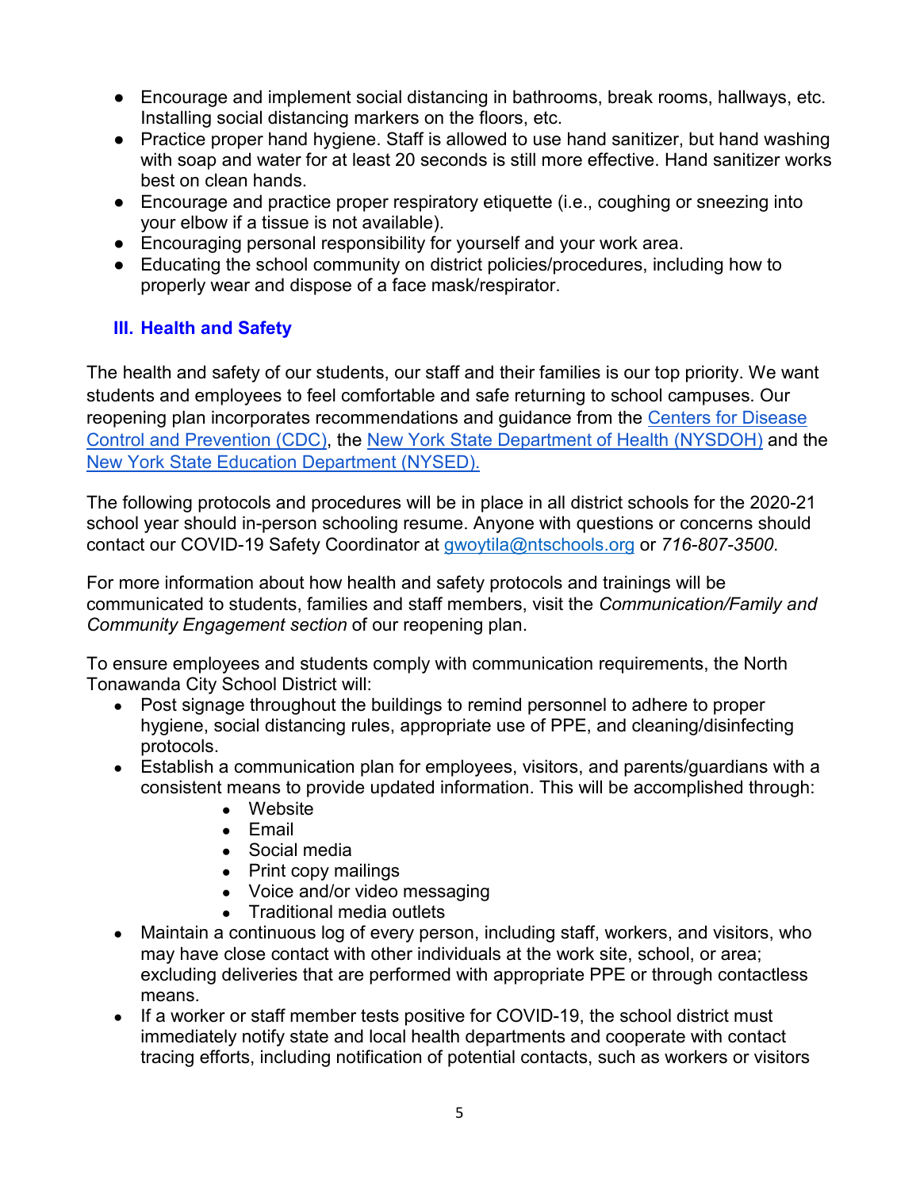- Encourage and implement social distancing in bathrooms, break rooms, hallways, etc. Installing social distancing markers on the floors, etc.
- Practice proper hand hygiene. Staff is allowed to use hand sanitizer, but hand washing with soap and water for at least 20 seconds is still more effective. Hand sanitizer works best on clean hands.
- Encourage and practice proper respiratory etiquette (i.e., coughing or sneezing into your elbow if a tissue is not available).
- Encouraging personal responsibility for yourself and your work area.
- Educating the school community on district policies/procedures, including how to properly wear and dispose of a face mask/respirator.

## III. Health and Safety

The health and safety of our students, our staff and their families is our top priority. We want students and employees to feel comfortable and safe returning to school campuses. Our reopening plan incorporates recommendations and guidance from the [Centers for Disease Control and Prevention (CDC)](), the [New York State Department of Health (NYSDOH)]() and the [New York State Education Department (NYSED).]()

The following protocols and procedures will be in place in all district schools for the 2020-21 school year should in-person schooling resume. Anyone with questions or concerns should contact our COVID-19 Safety Coordinator at gwoytila@ntschools.org or *716-807-3500*.

For more information about how health and safety protocols and trainings will be communicated to students, families and staff members, visit the *Communication/Family and Community Engagement section* of our reopening plan.

To ensure employees and students comply with communication requirements, the North Tonawanda City School District will:

- Post signage throughout the buildings to remind personnel to adhere to proper hygiene, social distancing rules, appropriate use of PPE, and cleaning/disinfecting protocols.
- Establish a communication plan for employees, visitors, and parents/guardians with a consistent means to provide updated information. This will be accomplished through:
    - Website
    - Email
    - Social media
    - Print copy mailings
    - Voice and/or video messaging
    - Traditional media outlets
- Maintain a continuous log of every person, including staff, workers, and visitors, who may have close contact with other individuals at the work site, school, or area; excluding deliveries that are performed with appropriate PPE or through contactless means.
- If a worker or staff member tests positive for COVID-19, the school district must immediately notify state and local health departments and cooperate with contact tracing efforts, including notification of potential contacts, such as workers or visitors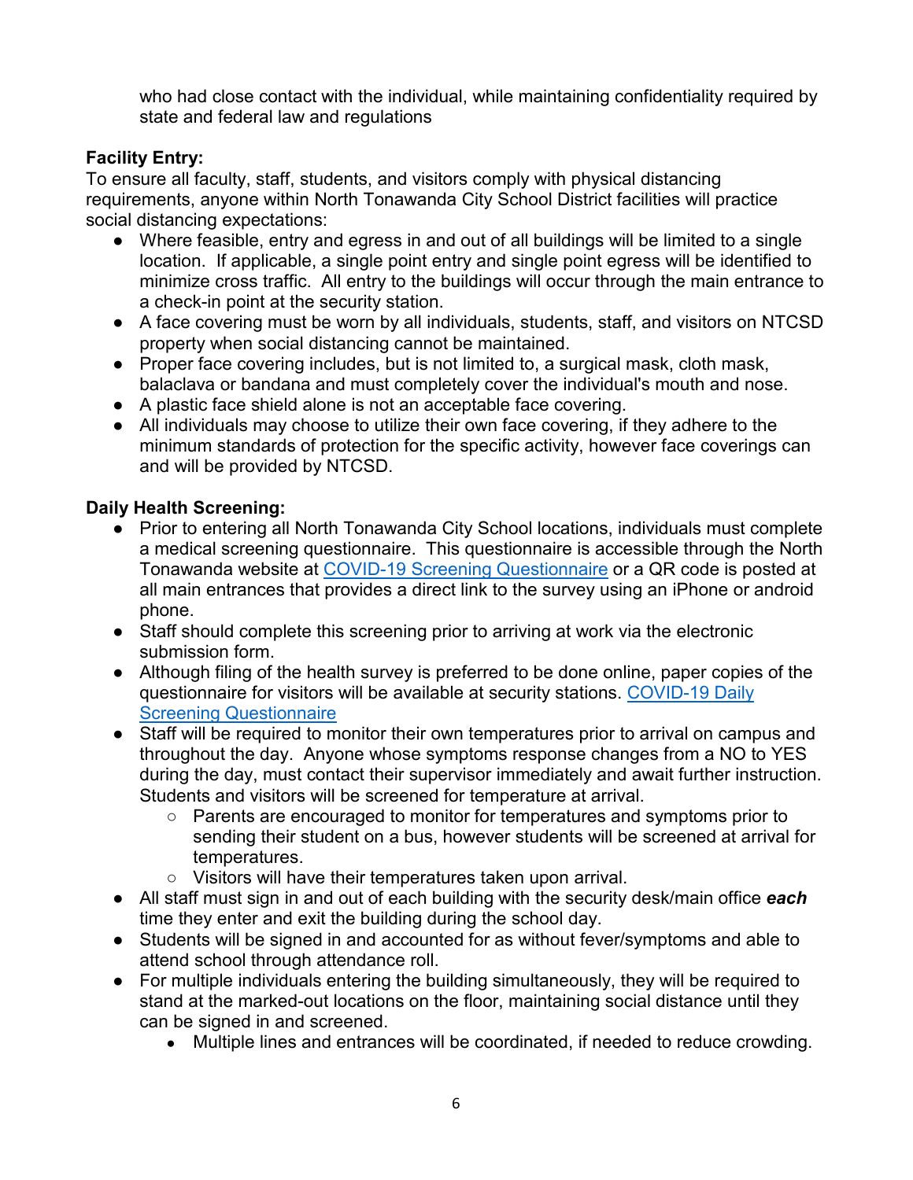who had close contact with the individual, while maintaining confidentiality required by state and federal law and regulations

**Facility Entry:**
To ensure all faculty, staff, students, and visitors comply with physical distancing requirements, anyone within North Tonawanda City School District facilities will practice social distancing expectations:

- Where feasible, entry and egress in and out of all buildings will be limited to a single location. If applicable, a single point entry and single point egress will be identified to minimize cross traffic. All entry to the buildings will occur through the main entrance to a check-in point at the security station.
- A face covering must be worn by all individuals, students, staff, and visitors on NTCSD property when social distancing cannot be maintained.
- Proper face covering includes, but is not limited to, a surgical mask, cloth mask, balaclava or bandana and must completely cover the individual's mouth and nose.
- A plastic face shield alone is not an acceptable face covering.
- All individuals may choose to utilize their own face covering, if they adhere to the minimum standards of protection for the specific activity, however face coverings can and will be provided by NTCSD.

**Daily Health Screening:**

- Prior to entering all North Tonawanda City School locations, individuals must complete a medical screening questionnaire. This questionnaire is accessible through the North Tonawanda website at COVID-19 Screening Questionnaire or a QR code is posted at all main entrances that provides a direct link to the survey using an iPhone or android phone.
- Staff should complete this screening prior to arriving at work via the electronic submission form.
- Although filing of the health survey is preferred to be done online, paper copies of the questionnaire for visitors will be available at security stations. COVID-19 Daily Screening Questionnaire
- Staff will be required to monitor their own temperatures prior to arrival on campus and throughout the day. Anyone whose symptoms response changes from a NO to YES during the day, must contact their supervisor immediately and await further instruction. Students and visitors will be screened for temperature at arrival.
    - Parents are encouraged to monitor for temperatures and symptoms prior to sending their student on a bus, however students will be screened at arrival for temperatures.
    - Visitors will have their temperatures taken upon arrival.
- All staff must sign in and out of each building with the security desk/main office ***each*** time they enter and exit the building during the school day.
- Students will be signed in and accounted for as without fever/symptoms and able to attend school through attendance roll.
- For multiple individuals entering the building simultaneously, they will be required to stand at the marked-out locations on the floor, maintaining social distance until they can be signed in and screened.
    - Multiple lines and entrances will be coordinated, if needed to reduce crowding.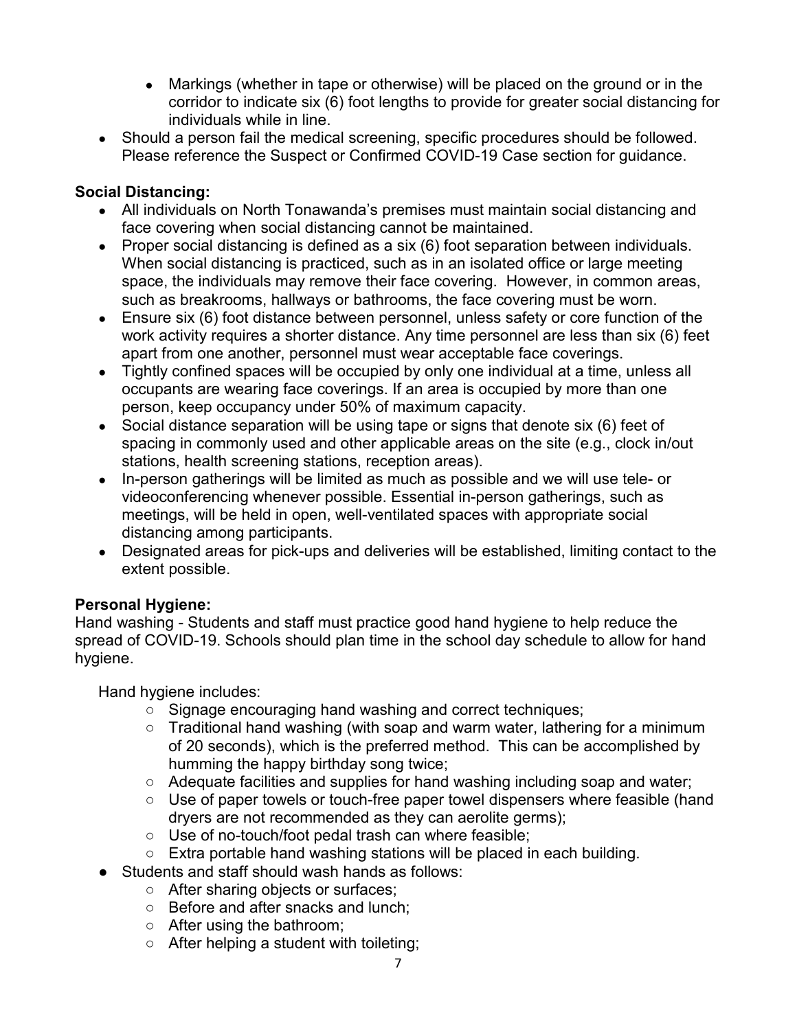- Markings (whether in tape or otherwise) will be placed on the ground or in the corridor to indicate six (6) foot lengths to provide for greater social distancing for individuals while in line.
- Should a person fail the medical screening, specific procedures should be followed. Please reference the Suspect or Confirmed COVID-19 Case section for guidance.

**Social Distancing:**

- All individuals on North Tonawanda's premises must maintain social distancing and face covering when social distancing cannot be maintained.
- Proper social distancing is defined as a six (6) foot separation between individuals. When social distancing is practiced, such as in an isolated office or large meeting space, the individuals may remove their face covering. However, in common areas, such as breakrooms, hallways or bathrooms, the face covering must be worn.
- Ensure six (6) foot distance between personnel, unless safety or core function of the work activity requires a shorter distance. Any time personnel are less than six (6) feet apart from one another, personnel must wear acceptable face coverings.
- Tightly confined spaces will be occupied by only one individual at a time, unless all occupants are wearing face coverings. If an area is occupied by more than one person, keep occupancy under 50% of maximum capacity.
- Social distance separation will be using tape or signs that denote six (6) feet of spacing in commonly used and other applicable areas on the site (e.g., clock in/out stations, health screening stations, reception areas).
- In-person gatherings will be limited as much as possible and we will use tele- or videoconferencing whenever possible. Essential in-person gatherings, such as meetings, will be held in open, well-ventilated spaces with appropriate social distancing among participants.
- Designated areas for pick-ups and deliveries will be established, limiting contact to the extent possible.

**Personal Hygiene:**

Hand washing - Students and staff must practice good hand hygiene to help reduce the spread of COVID-19. Schools should plan time in the school day schedule to allow for hand hygiene.

Hand hygiene includes:

  - Signage encouraging hand washing and correct techniques;
  - Traditional hand washing (with soap and warm water, lathering for a minimum of 20 seconds), which is the preferred method. This can be accomplished by humming the happy birthday song twice;
  - Adequate facilities and supplies for hand washing including soap and water;
  - Use of paper towels or touch-free paper towel dispensers where feasible (hand dryers are not recommended as they can aerolite germs);
  - Use of no-touch/foot pedal trash can where feasible;
  - Extra portable hand washing stations will be placed in each building.
- Students and staff should wash hands as follows:
  - After sharing objects or surfaces;
  - Before and after snacks and lunch;
  - After using the bathroom;
  - After helping a student with toileting;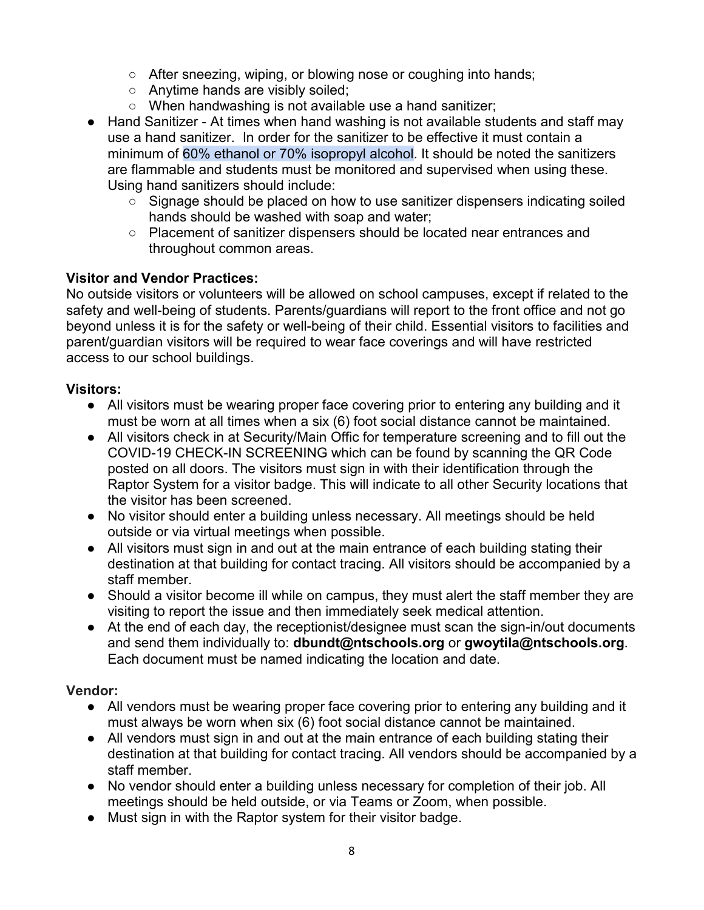- After sneezing, wiping, or blowing nose or coughing into hands;
  - Anytime hands are visibly soiled;
  - When handwashing is not available use a hand sanitizer;
- Hand Sanitizer - At times when hand washing is not available students and staff may use a hand sanitizer. In order for the sanitizer to be effective it must contain a minimum of 60% ethanol or 70% isopropyl alcohol. It should be noted the sanitizers are flammable and students must be monitored and supervised when using these. Using hand sanitizers should include:
  - Signage should be placed on how to use sanitizer dispensers indicating soiled hands should be washed with soap and water;
  - Placement of sanitizer dispensers should be located near entrances and throughout common areas.

**Visitor and Vendor Practices:**
No outside visitors or volunteers will be allowed on school campuses, except if related to the safety and well-being of students. Parents/guardians will report to the front office and not go beyond unless it is for the safety or well-being of their child. Essential visitors to facilities and parent/guardian visitors will be required to wear face coverings and will have restricted access to our school buildings.

**Visitors:**

- All visitors must be wearing proper face covering prior to entering any building and it must be worn at all times when a six (6) foot social distance cannot be maintained.
- All visitors check in at Security/Main Offic for temperature screening and to fill out the COVID-19 CHECK-IN SCREENING which can be found by scanning the QR Code posted on all doors. The visitors must sign in with their identification through the Raptor System for a visitor badge. This will indicate to all other Security locations that the visitor has been screened.
- No visitor should enter a building unless necessary. All meetings should be held outside or via virtual meetings when possible.
- All visitors must sign in and out at the main entrance of each building stating their destination at that building for contact tracing. All visitors should be accompanied by a staff member.
- Should a visitor become ill while on campus, they must alert the staff member they are visiting to report the issue and then immediately seek medical attention.
- At the end of each day, the receptionist/designee must scan the sign-in/out documents and send them individually to: **dbundt@ntschools.org** or **gwoytila@ntschools.org**. Each document must be named indicating the location and date.

**Vendor:**

- All vendors must be wearing proper face covering prior to entering any building and it must always be worn when six (6) foot social distance cannot be maintained.
- All vendors must sign in and out at the main entrance of each building stating their destination at that building for contact tracing. All vendors should be accompanied by a staff member.
- No vendor should enter a building unless necessary for completion of their job. All meetings should be held outside, or via Teams or Zoom, when possible.
- Must sign in with the Raptor system for their visitor badge.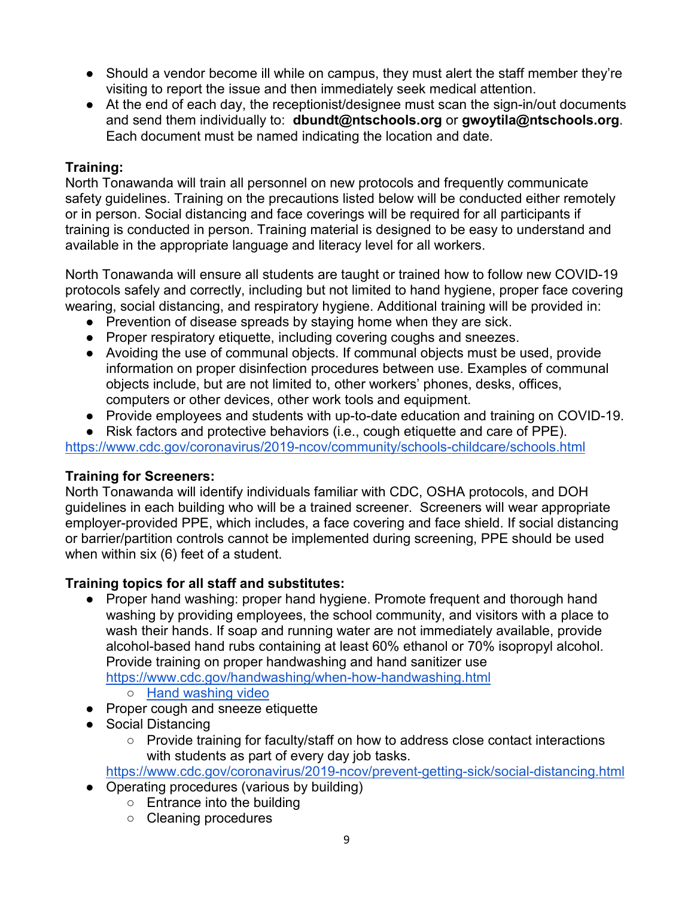- Should a vendor become ill while on campus, they must alert the staff member they're visiting to report the issue and then immediately seek medical attention.
- At the end of each day, the receptionist/designee must scan the sign-in/out documents and send them individually to: **dbundt@ntschools.org** or **gwoytila@ntschools.org**. Each document must be named indicating the location and date.

**Training:**
North Tonawanda will train all personnel on new protocols and frequently communicate safety guidelines. Training on the precautions listed below will be conducted either remotely or in person. Social distancing and face coverings will be required for all participants if training is conducted in person. Training material is designed to be easy to understand and available in the appropriate language and literacy level for all workers.

North Tonawanda will ensure all students are taught or trained how to follow new COVID-19 protocols safely and correctly, including but not limited to hand hygiene, proper face covering wearing, social distancing, and respiratory hygiene. Additional training will be provided in:

- Prevention of disease spreads by staying home when they are sick.
- Proper respiratory etiquette, including covering coughs and sneezes.
- Avoiding the use of communal objects. If communal objects must be used, provide information on proper disinfection procedures between use. Examples of communal objects include, but are not limited to, other workers' phones, desks, offices, computers or other devices, other work tools and equipment.
- Provide employees and students with up-to-date education and training on COVID-19.
- Risk factors and protective behaviors (i.e., cough etiquette and care of PPE).

https://www.cdc.gov/coronavirus/2019-ncov/community/schools-childcare/schools.html

**Training for Screeners:**
North Tonawanda will identify individuals familiar with CDC, OSHA protocols, and DOH guidelines in each building who will be a trained screener. Screeners will wear appropriate employer-provided PPE, which includes, a face covering and face shield. If social distancing or barrier/partition controls cannot be implemented during screening, PPE should be used when within six (6) feet of a student.

**Training topics for all staff and substitutes:**

- Proper hand washing: proper hand hygiene. Promote frequent and thorough hand washing by providing employees, the school community, and visitors with a place to wash their hands. If soap and running water are not immediately available, provide alcohol-based hand rubs containing at least 60% ethanol or 70% isopropyl alcohol. Provide training on proper handwashing and hand sanitizer use https://www.cdc.gov/handwashing/when-how-handwashing.html
  - Hand washing video
- Proper cough and sneeze etiquette
- Social Distancing
  - Provide training for faculty/staff on how to address close contact interactions with students as part of every day job tasks.

  https://www.cdc.gov/coronavirus/2019-ncov/prevent-getting-sick/social-distancing.html
- Operating procedures (various by building)
  - Entrance into the building
  - Cleaning procedures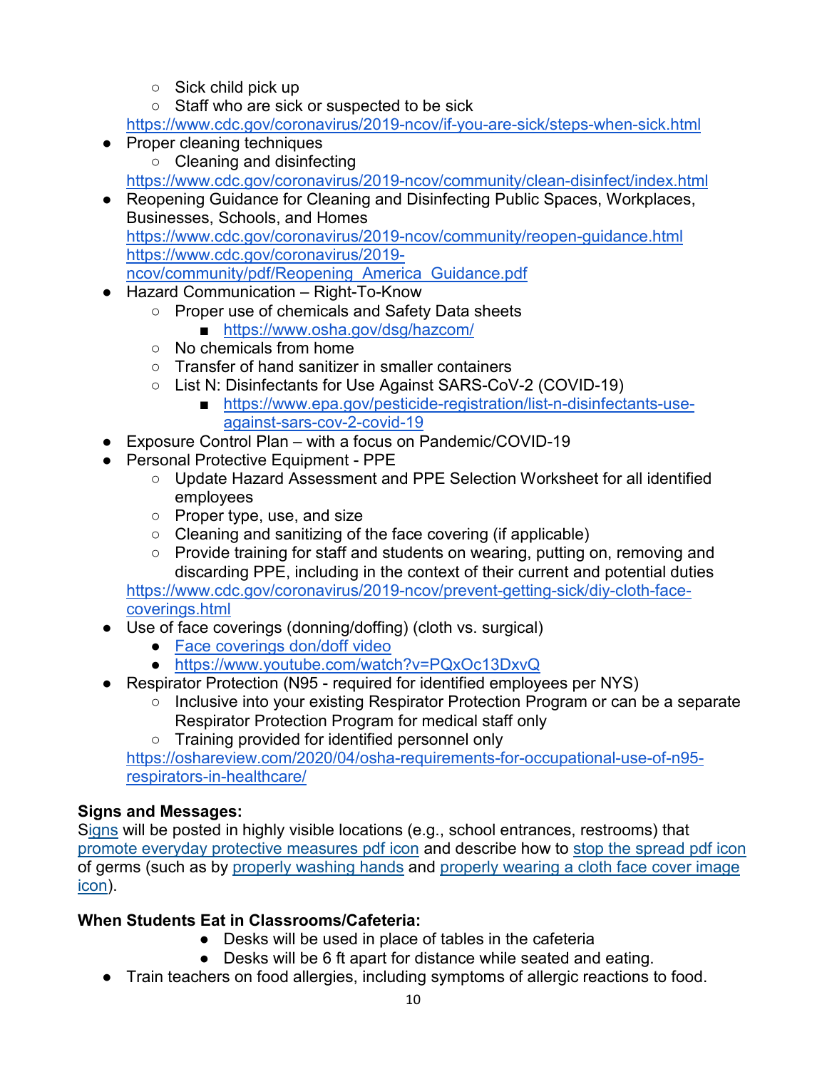- Sick child pick up
    - Staff who are sick or suspected to be sick

  https://www.cdc.gov/coronavirus/2019-ncov/if-you-are-sick/steps-when-sick.html
- Proper cleaning techniques
    - Cleaning and disinfecting

  https://www.cdc.gov/coronavirus/2019-ncov/community/clean-disinfect/index.html
- Reopening Guidance for Cleaning and Disinfecting Public Spaces, Workplaces, Businesses, Schools, and Homes
  https://www.cdc.gov/coronavirus/2019-ncov/community/reopen-guidance.html
  https://www.cdc.gov/coronavirus/2019-ncov/community/pdf/Reopening_America_Guidance.pdf
- Hazard Communication – Right-To-Know
    - Proper use of chemicals and Safety Data sheets
        - https://www.osha.gov/dsg/hazcom/
    - No chemicals from home
    - Transfer of hand sanitizer in smaller containers
    - List N: Disinfectants for Use Against SARS-CoV-2 (COVID-19)
        - https://www.epa.gov/pesticide-registration/list-n-disinfectants-use-against-sars-cov-2-covid-19
- Exposure Control Plan – with a focus on Pandemic/COVID-19
- Personal Protective Equipment - PPE
    - Update Hazard Assessment and PPE Selection Worksheet for all identified employees
    - Proper type, use, and size
    - Cleaning and sanitizing of the face covering (if applicable)
    - Provide training for staff and students on wearing, putting on, removing and discarding PPE, including in the context of their current and potential duties

  https://www.cdc.gov/coronavirus/2019-ncov/prevent-getting-sick/diy-cloth-face-coverings.html
- Use of face coverings (donning/doffing) (cloth vs. surgical)
    - Face coverings don/doff video
    - https://www.youtube.com/watch?v=PQxOc13DxvQ
- Respirator Protection (N95 - required for identified employees per NYS)
    - Inclusive into your existing Respirator Protection Program or can be a separate Respirator Protection Program for medical staff only
    - Training provided for identified personnel only

  https://oshareview.com/2020/04/osha-requirements-for-occupational-use-of-n95-respirators-in-healthcare/

**Signs and Messages:**
Signs will be posted in highly visible locations (e.g., school entrances, restrooms) that promote everyday protective measures pdf icon and describe how to stop the spread pdf icon of germs (such as by properly washing hands and properly wearing a cloth face cover image icon).

**When Students Eat in Classrooms/Cafeteria:**

- Desks will be used in place of tables in the cafeteria
- Desks will be 6 ft apart for distance while seated and eating.
- Train teachers on food allergies, including symptoms of allergic reactions to food.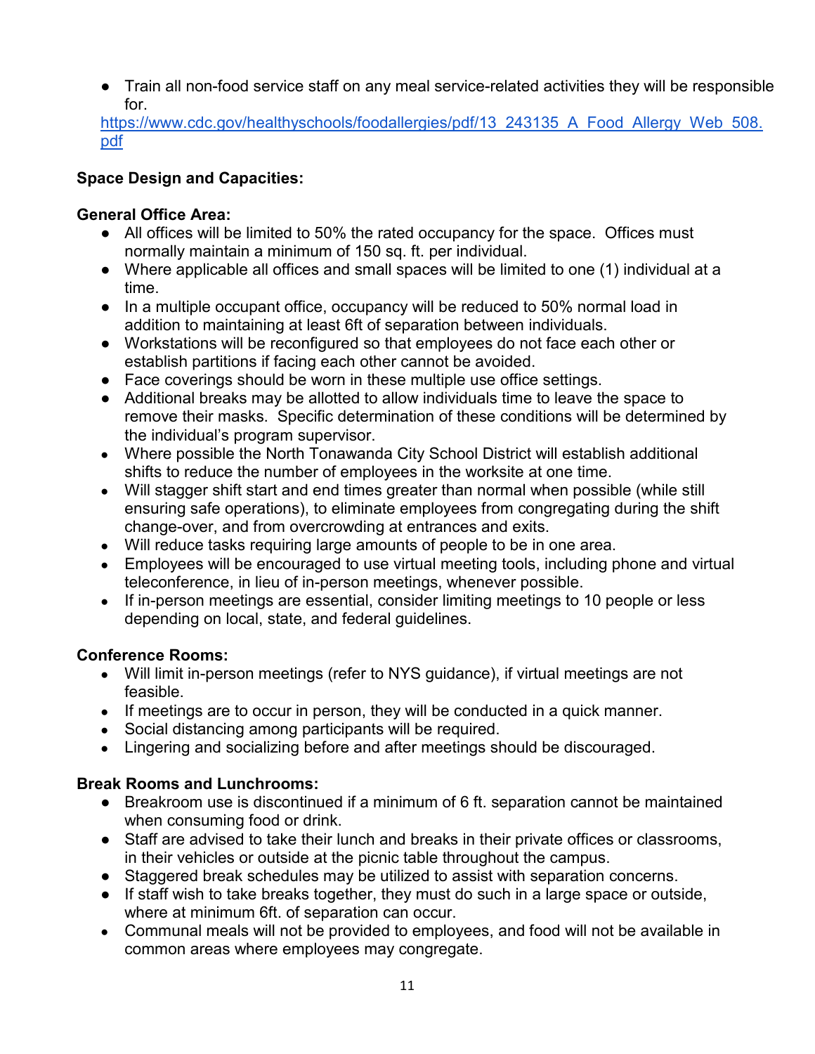- Train all non-food service staff on any meal service-related activities they will be responsible for.
https://www.cdc.gov/healthyschools/foodallergies/pdf/13_243135_A_Food_Allergy_Web_508.pdf

**Space Design and Capacities:**

**General Office Area:**

- All offices will be limited to 50% the rated occupancy for the space. Offices must normally maintain a minimum of 150 sq. ft. per individual.
- Where applicable all offices and small spaces will be limited to one (1) individual at a time.
- In a multiple occupant office, occupancy will be reduced to 50% normal load in addition to maintaining at least 6ft of separation between individuals.
- Workstations will be reconfigured so that employees do not face each other or establish partitions if facing each other cannot be avoided.
- Face coverings should be worn in these multiple use office settings.
- Additional breaks may be allotted to allow individuals time to leave the space to remove their masks. Specific determination of these conditions will be determined by the individual's program supervisor.
- Where possible the North Tonawanda City School District will establish additional shifts to reduce the number of employees in the worksite at one time.
- Will stagger shift start and end times greater than normal when possible (while still ensuring safe operations), to eliminate employees from congregating during the shift change-over, and from overcrowding at entrances and exits.
- Will reduce tasks requiring large amounts of people to be in one area.
- Employees will be encouraged to use virtual meeting tools, including phone and virtual teleconference, in lieu of in-person meetings, whenever possible.
- If in-person meetings are essential, consider limiting meetings to 10 people or less depending on local, state, and federal guidelines.

**Conference Rooms:**

- Will limit in-person meetings (refer to NYS guidance), if virtual meetings are not feasible.
- If meetings are to occur in person, they will be conducted in a quick manner.
- Social distancing among participants will be required.
- Lingering and socializing before and after meetings should be discouraged.

**Break Rooms and Lunchrooms:**

- Breakroom use is discontinued if a minimum of 6 ft. separation cannot be maintained when consuming food or drink.
- Staff are advised to take their lunch and breaks in their private offices or classrooms, in their vehicles or outside at the picnic table throughout the campus.
- Staggered break schedules may be utilized to assist with separation concerns.
- If staff wish to take breaks together, they must do such in a large space or outside, where at minimum 6ft. of separation can occur.
- Communal meals will not be provided to employees, and food will not be available in common areas where employees may congregate.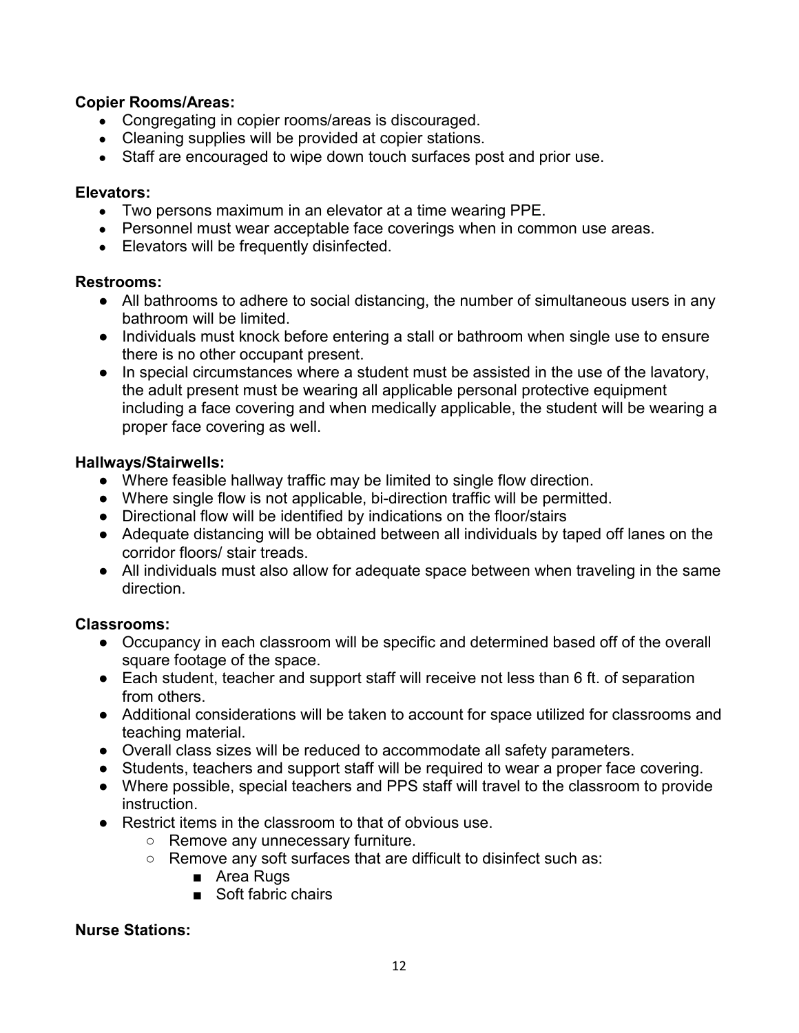**Copier Rooms/Areas:**

- Congregating in copier rooms/areas is discouraged.
- Cleaning supplies will be provided at copier stations.
- Staff are encouraged to wipe down touch surfaces post and prior use.

**Elevators:**

- Two persons maximum in an elevator at a time wearing PPE.
- Personnel must wear acceptable face coverings when in common use areas.
- Elevators will be frequently disinfected.

**Restrooms:**

- All bathrooms to adhere to social distancing, the number of simultaneous users in any bathroom will be limited.
- Individuals must knock before entering a stall or bathroom when single use to ensure there is no other occupant present.
- In special circumstances where a student must be assisted in the use of the lavatory, the adult present must be wearing all applicable personal protective equipment including a face covering and when medically applicable, the student will be wearing a proper face covering as well.

**Hallways/Stairwells:**

- Where feasible hallway traffic may be limited to single flow direction.
- Where single flow is not applicable, bi-direction traffic will be permitted.
- Directional flow will be identified by indications on the floor/stairs
- Adequate distancing will be obtained between all individuals by taped off lanes on the corridor floors/ stair treads.
- All individuals must also allow for adequate space between when traveling in the same direction.

**Classrooms:**

- Occupancy in each classroom will be specific and determined based off of the overall square footage of the space.
- Each student, teacher and support staff will receive not less than 6 ft. of separation from others.
- Additional considerations will be taken to account for space utilized for classrooms and teaching material.
- Overall class sizes will be reduced to accommodate all safety parameters.
- Students, teachers and support staff will be required to wear a proper face covering.
- Where possible, special teachers and PPS staff will travel to the classroom to provide instruction.
- Restrict items in the classroom to that of obvious use.
    - Remove any unnecessary furniture.
    - Remove any soft surfaces that are difficult to disinfect such as:
        - Area Rugs
        - Soft fabric chairs

**Nurse Stations:**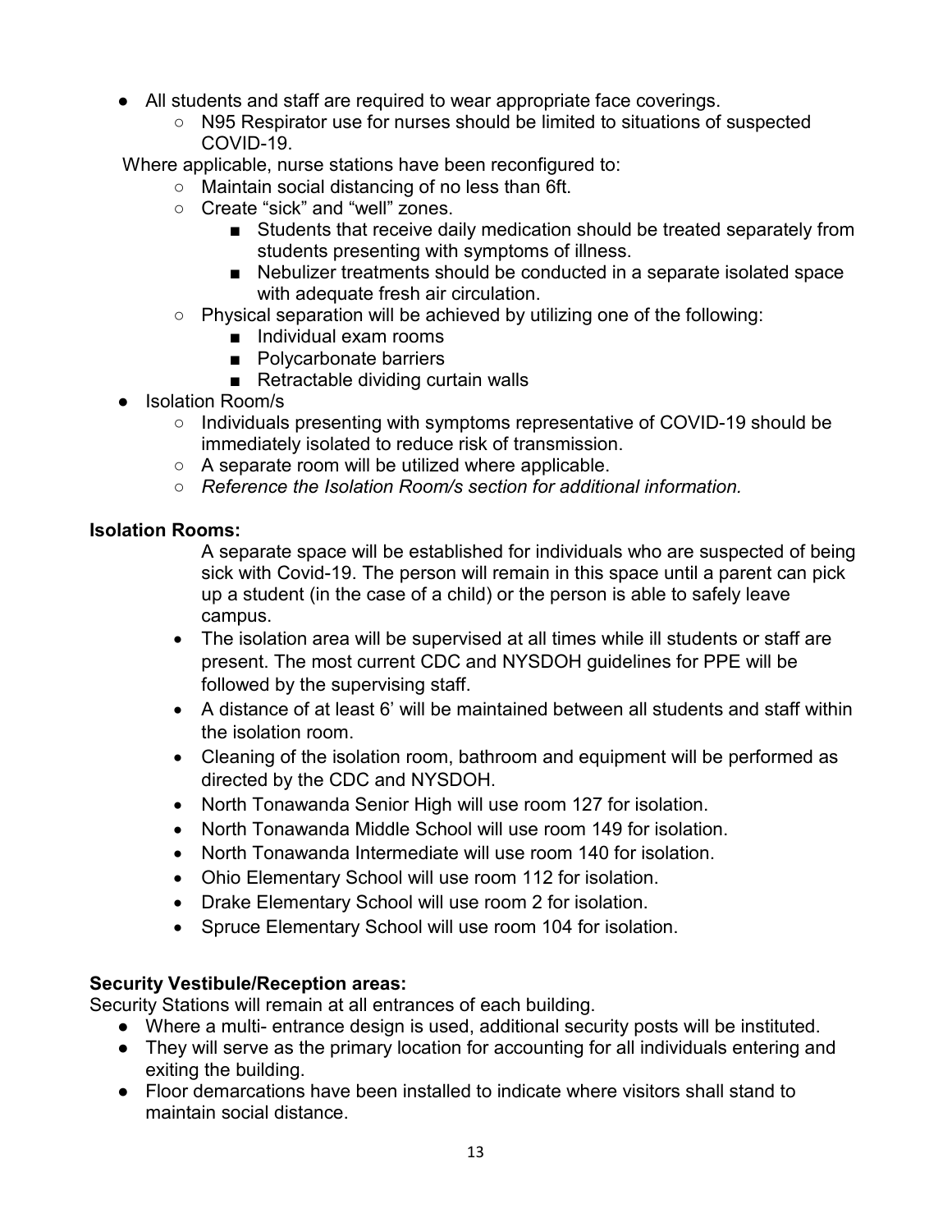- All students and staff are required to wear appropriate face coverings.
  - N95 Respirator use for nurses should be limited to situations of suspected COVID-19.

Where applicable, nurse stations have been reconfigured to:

- Maintain social distancing of no less than 6ft.
- Create "sick" and "well" zones.
  - Students that receive daily medication should be treated separately from students presenting with symptoms of illness.
  - Nebulizer treatments should be conducted in a separate isolated space with adequate fresh air circulation.
- Physical separation will be achieved by utilizing one of the following:
  - Individual exam rooms
  - Polycarbonate barriers
  - Retractable dividing curtain walls

- Isolation Room/s
  - Individuals presenting with symptoms representative of COVID-19 should be immediately isolated to reduce risk of transmission.
  - A separate room will be utilized where applicable.
  - *Reference the Isolation Room/s section for additional information.*

**Isolation Rooms:**

A separate space will be established for individuals who are suspected of being sick with Covid-19. The person will remain in this space until a parent can pick up a student (in the case of a child) or the person is able to safely leave campus.

- The isolation area will be supervised at all times while ill students or staff are present. The most current CDC and NYSDOH guidelines for PPE will be followed by the supervising staff.
- A distance of at least 6' will be maintained between all students and staff within the isolation room.
- Cleaning of the isolation room, bathroom and equipment will be performed as directed by the CDC and NYSDOH.
- North Tonawanda Senior High will use room 127 for isolation.
- North Tonawanda Middle School will use room 149 for isolation.
- North Tonawanda Intermediate will use room 140 for isolation.
- Ohio Elementary School will use room 112 for isolation.
- Drake Elementary School will use room 2 for isolation.
- Spruce Elementary School will use room 104 for isolation.

**Security Vestibule/Reception areas:**

Security Stations will remain at all entrances of each building.

- Where a multi- entrance design is used, additional security posts will be instituted.
- They will serve as the primary location for accounting for all individuals entering and exiting the building.
- Floor demarcations have been installed to indicate where visitors shall stand to maintain social distance.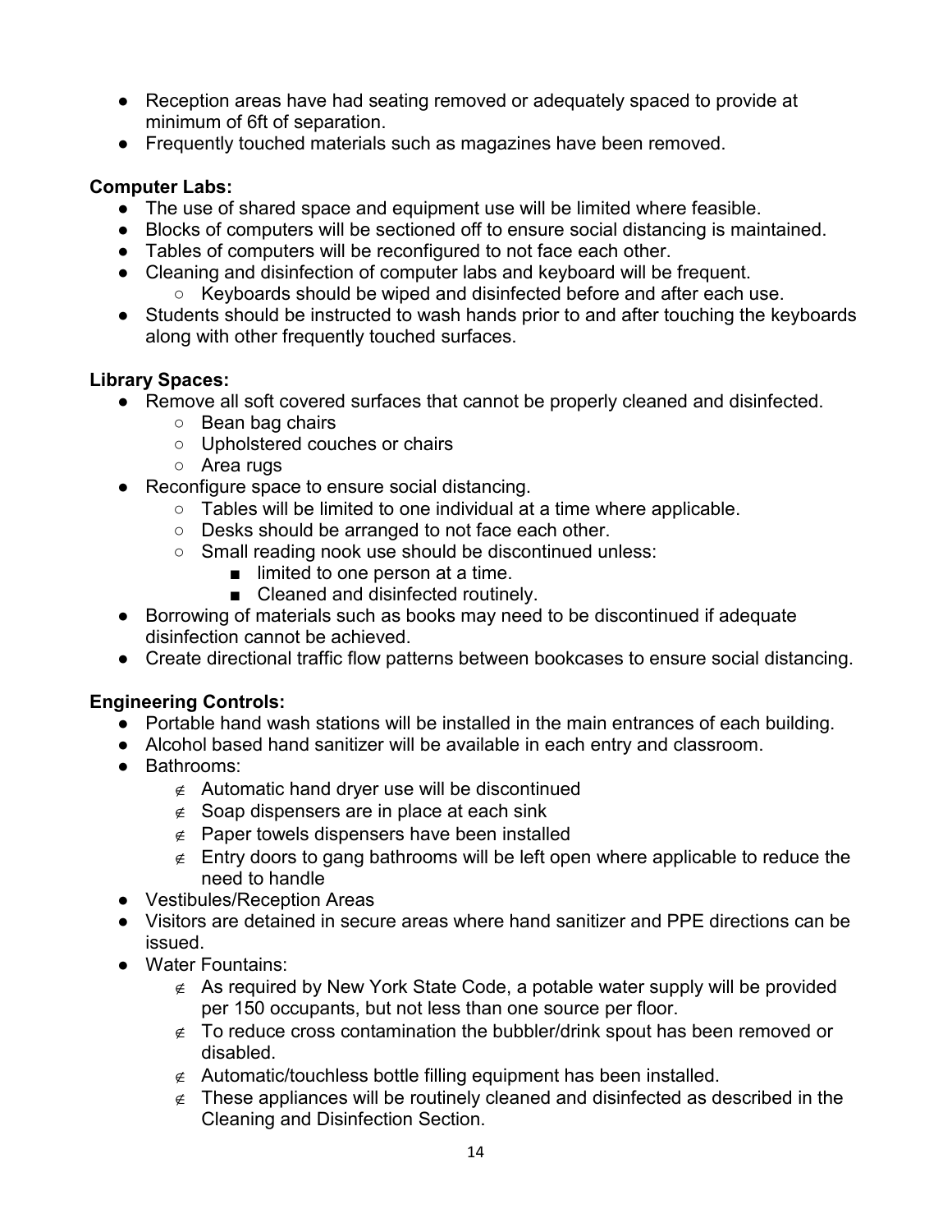- Reception areas have had seating removed or adequately spaced to provide at minimum of 6ft of separation.
- Frequently touched materials such as magazines have been removed.

**Computer Labs:**

- The use of shared space and equipment use will be limited where feasible.
- Blocks of computers will be sectioned off to ensure social distancing is maintained.
- Tables of computers will be reconfigured to not face each other.
- Cleaning and disinfection of computer labs and keyboard will be frequent.
  - Keyboards should be wiped and disinfected before and after each use.
- Students should be instructed to wash hands prior to and after touching the keyboards along with other frequently touched surfaces.

**Library Spaces:**

- Remove all soft covered surfaces that cannot be properly cleaned and disinfected.
  - Bean bag chairs
  - Upholstered couches or chairs
  - Area rugs
- Reconfigure space to ensure social distancing.
  - Tables will be limited to one individual at a time where applicable.
  - Desks should be arranged to not face each other.
  - Small reading nook use should be discontinued unless:
    - limited to one person at a time.
    - Cleaned and disinfected routinely.
- Borrowing of materials such as books may need to be discontinued if adequate disinfection cannot be achieved.
- Create directional traffic flow patterns between bookcases to ensure social distancing.

**Engineering Controls:**

- Portable hand wash stations will be installed in the main entrances of each building.
- Alcohol based hand sanitizer will be available in each entry and classroom.
- Bathrooms:
  - Automatic hand dryer use will be discontinued
  - Soap dispensers are in place at each sink
  - Paper towels dispensers have been installed
  - Entry doors to gang bathrooms will be left open where applicable to reduce the need to handle
- Vestibules/Reception Areas
- Visitors are detained in secure areas where hand sanitizer and PPE directions can be issued.
- Water Fountains:
  - As required by New York State Code, a potable water supply will be provided per 150 occupants, but not less than one source per floor.
  - To reduce cross contamination the bubbler/drink spout has been removed or disabled.
  - Automatic/touchless bottle filling equipment has been installed.
  - These appliances will be routinely cleaned and disinfected as described in the Cleaning and Disinfection Section.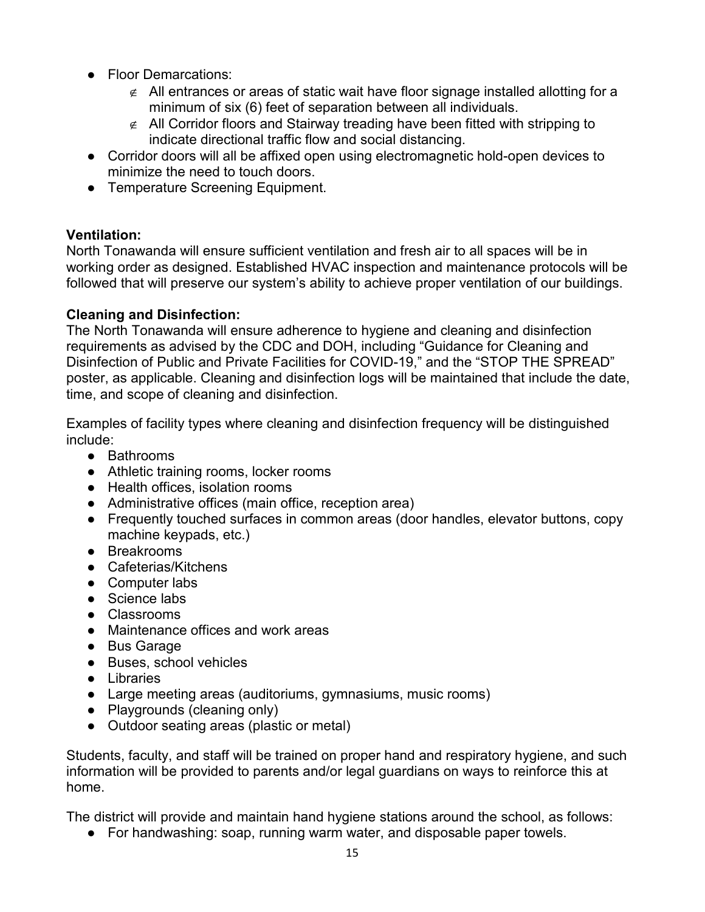- Floor Demarcations:
    - ∉ All entrances or areas of static wait have floor signage installed allotting for a minimum of six (6) feet of separation between all individuals.
    - ∉ All Corridor floors and Stairway treading have been fitted with stripping to indicate directional traffic flow and social distancing.
- Corridor doors will all be affixed open using electromagnetic hold-open devices to minimize the need to touch doors.
- Temperature Screening Equipment.

**Ventilation:**
North Tonawanda will ensure sufficient ventilation and fresh air to all spaces will be in working order as designed. Established HVAC inspection and maintenance protocols will be followed that will preserve our system's ability to achieve proper ventilation of our buildings.

**Cleaning and Disinfection:**
The North Tonawanda will ensure adherence to hygiene and cleaning and disinfection requirements as advised by the CDC and DOH, including "Guidance for Cleaning and Disinfection of Public and Private Facilities for COVID-19," and the "STOP THE SPREAD" poster, as applicable. Cleaning and disinfection logs will be maintained that include the date, time, and scope of cleaning and disinfection.

Examples of facility types where cleaning and disinfection frequency will be distinguished include:

- Bathrooms
- Athletic training rooms, locker rooms
- Health offices, isolation rooms
- Administrative offices (main office, reception area)
- Frequently touched surfaces in common areas (door handles, elevator buttons, copy machine keypads, etc.)
- Breakrooms
- Cafeterias/Kitchens
- Computer labs
- Science labs
- Classrooms
- Maintenance offices and work areas
- Bus Garage
- Buses, school vehicles
- Libraries
- Large meeting areas (auditoriums, gymnasiums, music rooms)
- Playgrounds (cleaning only)
- Outdoor seating areas (plastic or metal)

Students, faculty, and staff will be trained on proper hand and respiratory hygiene, and such information will be provided to parents and/or legal guardians on ways to reinforce this at home.

The district will provide and maintain hand hygiene stations around the school, as follows:

- For handwashing: soap, running warm water, and disposable paper towels.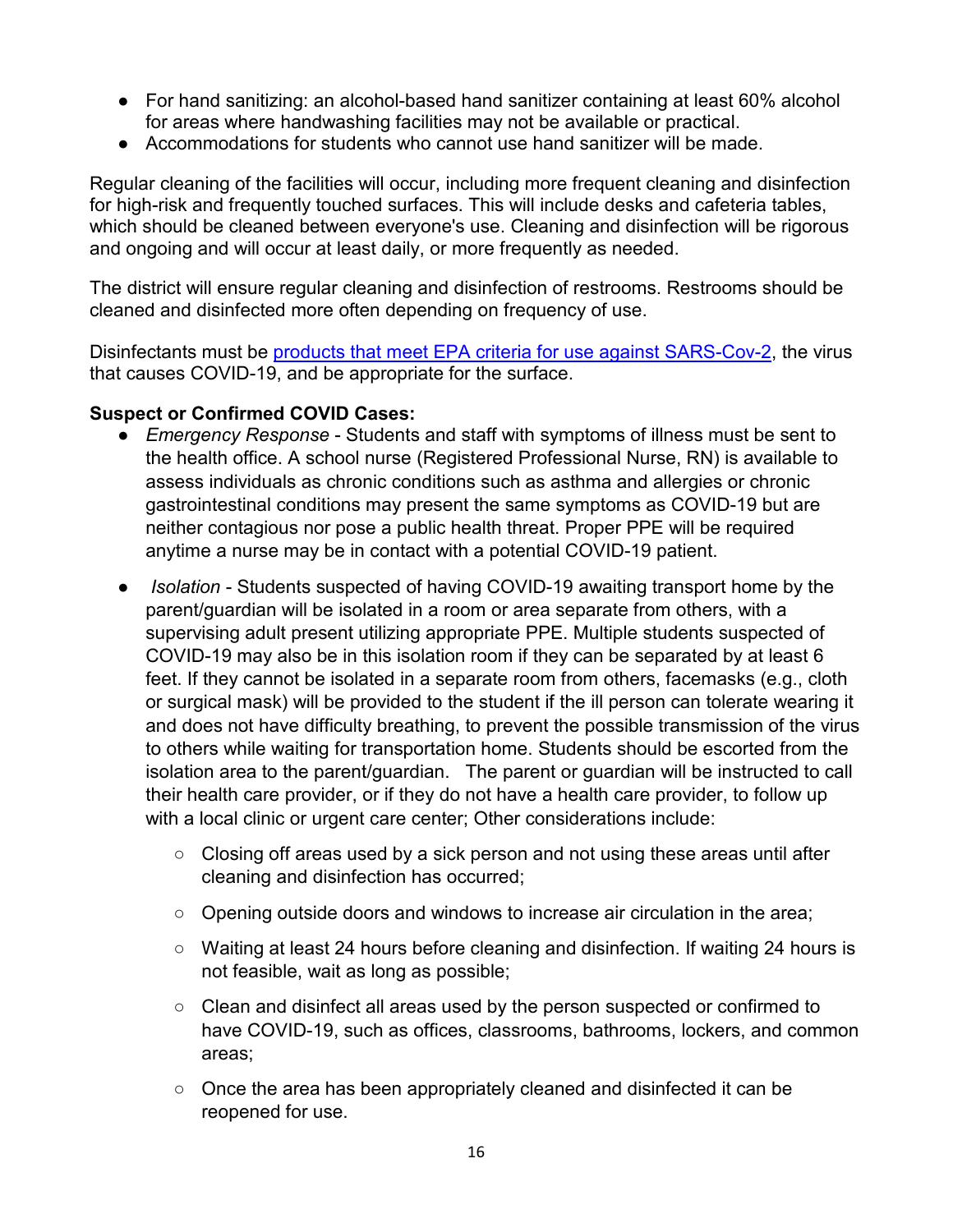- For hand sanitizing: an alcohol-based hand sanitizer containing at least 60% alcohol for areas where handwashing facilities may not be available or practical.
- Accommodations for students who cannot use hand sanitizer will be made.

Regular cleaning of the facilities will occur, including more frequent cleaning and disinfection for high-risk and frequently touched surfaces. This will include desks and cafeteria tables, which should be cleaned between everyone's use. Cleaning and disinfection will be rigorous and ongoing and will occur at least daily, or more frequently as needed.

The district will ensure regular cleaning and disinfection of restrooms. Restrooms should be cleaned and disinfected more often depending on frequency of use.

Disinfectants must be [products that meet EPA criteria for use against SARS-Cov-2](), the virus that causes COVID-19, and be appropriate for the surface.

**Suspect or Confirmed COVID Cases:**

- *Emergency Response* - Students and staff with symptoms of illness must be sent to the health office. A school nurse (Registered Professional Nurse, RN) is available to assess individuals as chronic conditions such as asthma and allergies or chronic gastrointestinal conditions may present the same symptoms as COVID-19 but are neither contagious nor pose a public health threat. Proper PPE will be required anytime a nurse may be in contact with a potential COVID-19 patient.
- *Isolation* - Students suspected of having COVID-19 awaiting transport home by the parent/guardian will be isolated in a room or area separate from others, with a supervising adult present utilizing appropriate PPE. Multiple students suspected of COVID-19 may also be in this isolation room if they can be separated by at least 6 feet. If they cannot be isolated in a separate room from others, facemasks (e.g., cloth or surgical mask) will be provided to the student if the ill person can tolerate wearing it and does not have difficulty breathing, to prevent the possible transmission of the virus to others while waiting for transportation home. Students should be escorted from the isolation area to the parent/guardian. The parent or guardian will be instructed to call their health care provider, or if they do not have a health care provider, to follow up with a local clinic or urgent care center; Other considerations include:
    - Closing off areas used by a sick person and not using these areas until after cleaning and disinfection has occurred;
    - Opening outside doors and windows to increase air circulation in the area;
    - Waiting at least 24 hours before cleaning and disinfection. If waiting 24 hours is not feasible, wait as long as possible;
    - Clean and disinfect all areas used by the person suspected or confirmed to have COVID-19, such as offices, classrooms, bathrooms, lockers, and common areas;
    - Once the area has been appropriately cleaned and disinfected it can be reopened for use.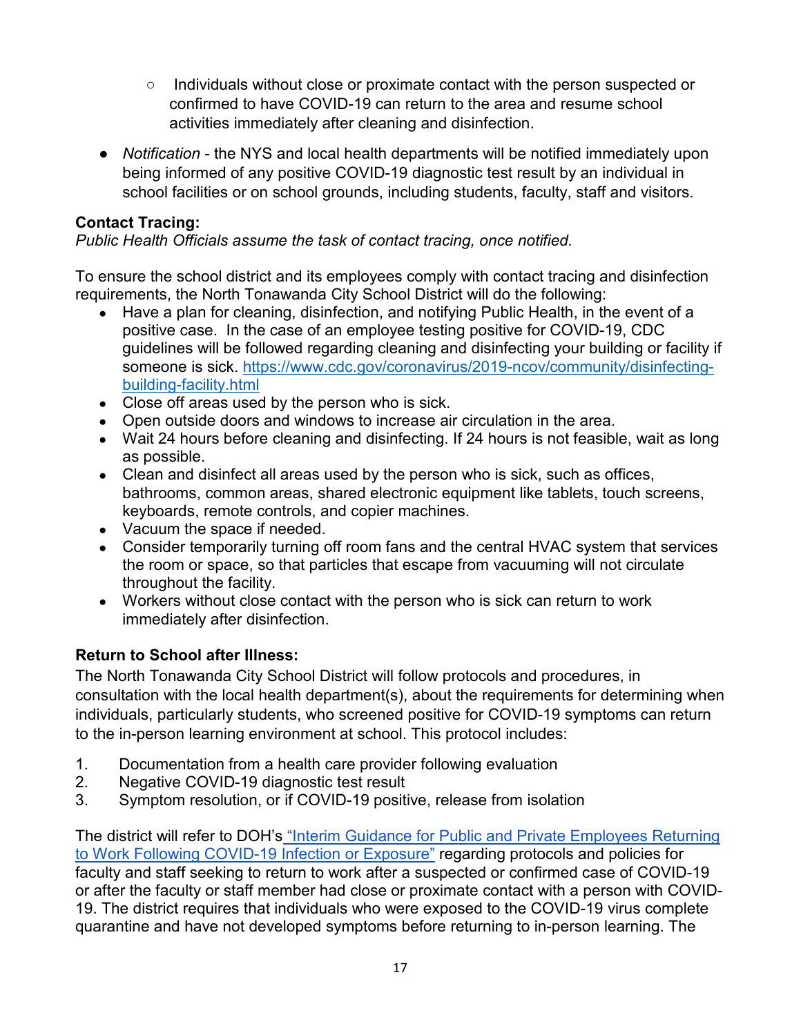- Individuals without close or proximate contact with the person suspected or confirmed to have COVID-19 can return to the area and resume school activities immediately after cleaning and disinfection.

- *Notification* - the NYS and local health departments will be notified immediately upon being informed of any positive COVID-19 diagnostic test result by an individual in school facilities or on school grounds, including students, faculty, staff and visitors.

**Contact Tracing:**
*Public Health Officials assume the task of contact tracing, once notified.*

To ensure the school district and its employees comply with contact tracing and disinfection requirements, the North Tonawanda City School District will do the following:

- Have a plan for cleaning, disinfection, and notifying Public Health, in the event of a positive case. In the case of an employee testing positive for COVID-19, CDC guidelines will be followed regarding cleaning and disinfecting your building or facility if someone is sick. [https://www.cdc.gov/coronavirus/2019-ncov/community/disinfecting-building-facility.html](https://www.cdc.gov/coronavirus/2019-ncov/community/disinfecting-building-facility.html)
- Close off areas used by the person who is sick.
- Open outside doors and windows to increase air circulation in the area.
- Wait 24 hours before cleaning and disinfecting. If 24 hours is not feasible, wait as long as possible.
- Clean and disinfect all areas used by the person who is sick, such as offices, bathrooms, common areas, shared electronic equipment like tablets, touch screens, keyboards, remote controls, and copier machines.
- Vacuum the space if needed.
- Consider temporarily turning off room fans and the central HVAC system that services the room or space, so that particles that escape from vacuuming will not circulate throughout the facility.
- Workers without close contact with the person who is sick can return to work immediately after disinfection.

**Return to School after Illness:**
The North Tonawanda City School District will follow protocols and procedures, in consultation with the local health department(s), about the requirements for determining when individuals, particularly students, who screened positive for COVID-19 symptoms can return to the in-person learning environment at school. This protocol includes:

1. Documentation from a health care provider following evaluation
2. Negative COVID-19 diagnostic test result
3. Symptom resolution, or if COVID-19 positive, release from isolation

The district will refer to DOH's "Interim Guidance for Public and Private Employees Returning to Work Following COVID-19 Infection or Exposure" regarding protocols and policies for faculty and staff seeking to return to work after a suspected or confirmed case of COVID-19 or after the faculty or staff member had close or proximate contact with a person with COVID-19. The district requires that individuals who were exposed to the COVID-19 virus complete quarantine and have not developed symptoms before returning to in-person learning. The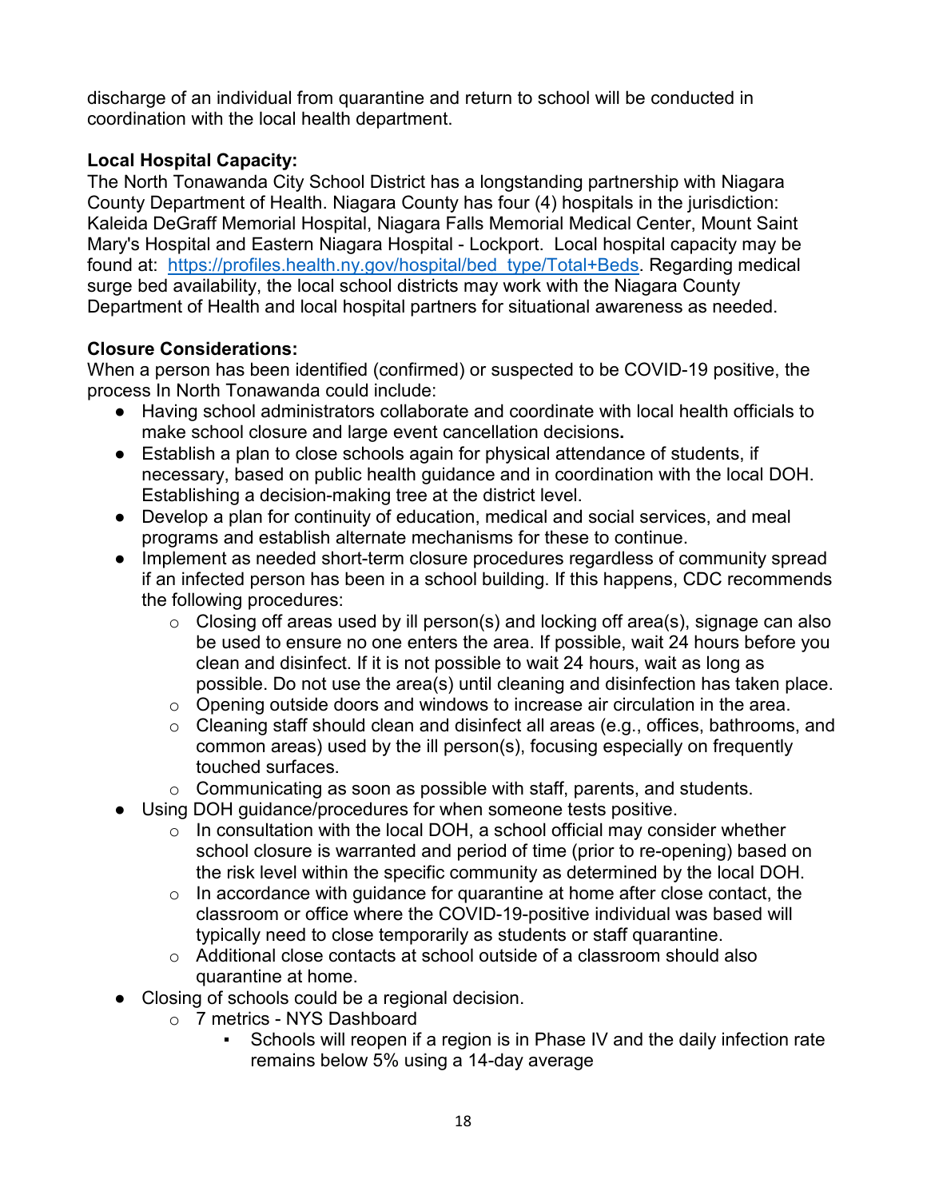discharge of an individual from quarantine and return to school will be conducted in coordination with the local health department.

**Local Hospital Capacity:**
The North Tonawanda City School District has a longstanding partnership with Niagara County Department of Health. Niagara County has four (4) hospitals in the jurisdiction: Kaleida DeGraff Memorial Hospital, Niagara Falls Memorial Medical Center, Mount Saint Mary's Hospital and Eastern Niagara Hospital - Lockport. Local hospital capacity may be found at: [https://profiles.health.ny.gov/hospital/bed_type/Total+Beds](https://profiles.health.ny.gov/hospital/bed_type/Total+Beds). Regarding medical surge bed availability, the local school districts may work with the Niagara County Department of Health and local hospital partners for situational awareness as needed.

**Closure Considerations:**
When a person has been identified (confirmed) or suspected to be COVID-19 positive, the process In North Tonawanda could include:

- Having school administrators collaborate and coordinate with local health officials to make school closure and large event cancellation decisions**.**
- Establish a plan to close schools again for physical attendance of students, if necessary, based on public health guidance and in coordination with the local DOH. Establishing a decision-making tree at the district level.
- Develop a plan for continuity of education, medical and social services, and meal programs and establish alternate mechanisms for these to continue.
- Implement as needed short-term closure procedures regardless of community spread if an infected person has been in a school building. If this happens, CDC recommends the following procedures:
  - Closing off areas used by ill person(s) and locking off area(s), signage can also be used to ensure no one enters the area. If possible, wait 24 hours before you clean and disinfect. If it is not possible to wait 24 hours, wait as long as possible. Do not use the area(s) until cleaning and disinfection has taken place.
  - Opening outside doors and windows to increase air circulation in the area.
  - Cleaning staff should clean and disinfect all areas (e.g., offices, bathrooms, and common areas) used by the ill person(s), focusing especially on frequently touched surfaces.
  - Communicating as soon as possible with staff, parents, and students.
- Using DOH guidance/procedures for when someone tests positive.
  - In consultation with the local DOH, a school official may consider whether school closure is warranted and period of time (prior to re-opening) based on the risk level within the specific community as determined by the local DOH.
  - In accordance with guidance for quarantine at home after close contact, the classroom or office where the COVID-19-positive individual was based will typically need to close temporarily as students or staff quarantine.
  - Additional close contacts at school outside of a classroom should also quarantine at home.
- Closing of schools could be a regional decision.
  - 7 metrics - NYS Dashboard
    - Schools will reopen if a region is in Phase IV and the daily infection rate remains below 5% using a 14-day average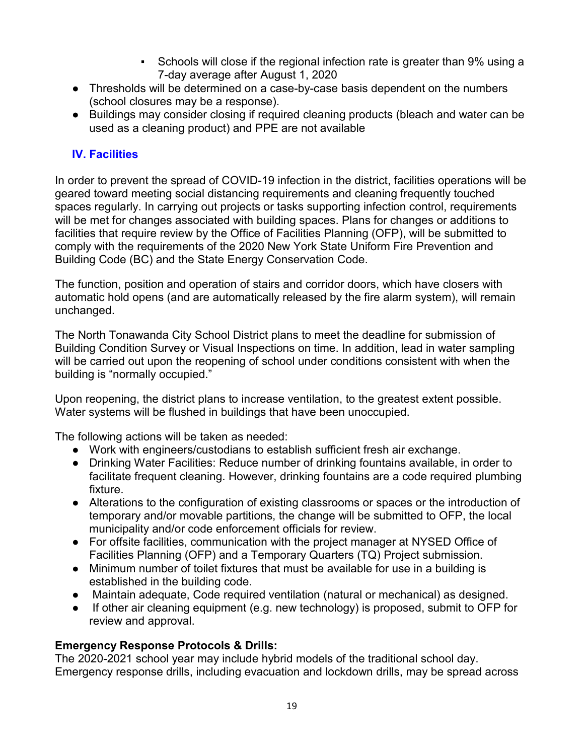- Schools will close if the regional infection rate is greater than 9% using a 7-day average after August 1, 2020
- Thresholds will be determined on a case-by-case basis dependent on the numbers (school closures may be a response).
- Buildings may consider closing if required cleaning products (bleach and water can be used as a cleaning product) and PPE are not available

## IV. Facilities

In order to prevent the spread of COVID-19 infection in the district, facilities operations will be geared toward meeting social distancing requirements and cleaning frequently touched spaces regularly. In carrying out projects or tasks supporting infection control, requirements will be met for changes associated with building spaces. Plans for changes or additions to facilities that require review by the Office of Facilities Planning (OFP), will be submitted to comply with the requirements of the 2020 New York State Uniform Fire Prevention and Building Code (BC) and the State Energy Conservation Code.

The function, position and operation of stairs and corridor doors, which have closers with automatic hold opens (and are automatically released by the fire alarm system), will remain unchanged.

The North Tonawanda City School District plans to meet the deadline for submission of Building Condition Survey or Visual Inspections on time. In addition, lead in water sampling will be carried out upon the reopening of school under conditions consistent with when the building is "normally occupied."

Upon reopening, the district plans to increase ventilation, to the greatest extent possible. Water systems will be flushed in buildings that have been unoccupied.

The following actions will be taken as needed:

- Work with engineers/custodians to establish sufficient fresh air exchange.
- Drinking Water Facilities: Reduce number of drinking fountains available, in order to facilitate frequent cleaning. However, drinking fountains are a code required plumbing fixture.
- Alterations to the configuration of existing classrooms or spaces or the introduction of temporary and/or movable partitions, the change will be submitted to OFP, the local municipality and/or code enforcement officials for review.
- For offsite facilities, communication with the project manager at NYSED Office of Facilities Planning (OFP) and a Temporary Quarters (TQ) Project submission.
- Minimum number of toilet fixtures that must be available for use in a building is established in the building code.
- Maintain adequate, Code required ventilation (natural or mechanical) as designed.
- If other air cleaning equipment (e.g. new technology) is proposed, submit to OFP for review and approval.

**Emergency Response Protocols & Drills:**
The 2020-2021 school year may include hybrid models of the traditional school day. Emergency response drills, including evacuation and lockdown drills, may be spread across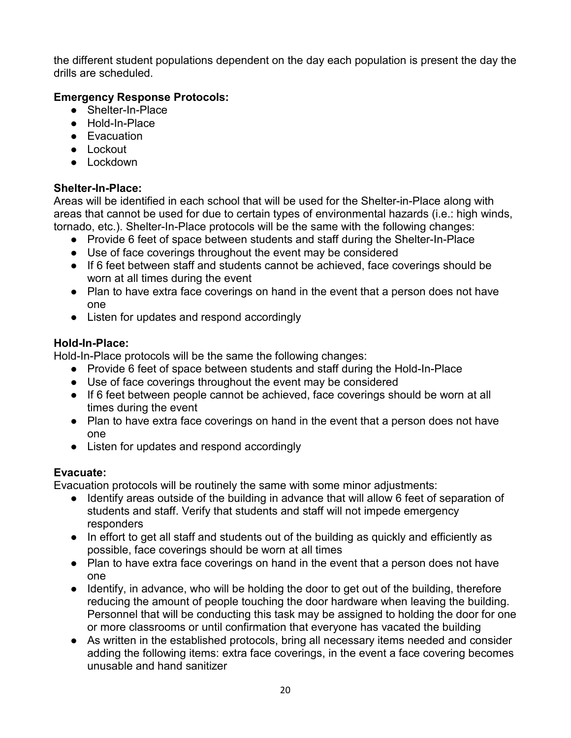the different student populations dependent on the day each population is present the day the drills are scheduled.

**Emergency Response Protocols:**

- Shelter-In-Place
- Hold-In-Place
- Evacuation
- Lockout
- Lockdown

**Shelter-In-Place:**

Areas will be identified in each school that will be used for the Shelter-in-Place along with areas that cannot be used for due to certain types of environmental hazards (i.e.: high winds, tornado, etc.). Shelter-In-Place protocols will be the same with the following changes:

- Provide 6 feet of space between students and staff during the Shelter-In-Place
- Use of face coverings throughout the event may be considered
- If 6 feet between staff and students cannot be achieved, face coverings should be worn at all times during the event
- Plan to have extra face coverings on hand in the event that a person does not have one
- Listen for updates and respond accordingly

**Hold-In-Place:**

Hold-In-Place protocols will be the same the following changes:

- Provide 6 feet of space between students and staff during the Hold-In-Place
- Use of face coverings throughout the event may be considered
- If 6 feet between people cannot be achieved, face coverings should be worn at all times during the event
- Plan to have extra face coverings on hand in the event that a person does not have one
- Listen for updates and respond accordingly

**Evacuate:**

Evacuation protocols will be routinely the same with some minor adjustments:

- Identify areas outside of the building in advance that will allow 6 feet of separation of students and staff. Verify that students and staff will not impede emergency responders
- In effort to get all staff and students out of the building as quickly and efficiently as possible, face coverings should be worn at all times
- Plan to have extra face coverings on hand in the event that a person does not have one
- Identify, in advance, who will be holding the door to get out of the building, therefore reducing the amount of people touching the door hardware when leaving the building. Personnel that will be conducting this task may be assigned to holding the door for one or more classrooms or until confirmation that everyone has vacated the building
- As written in the established protocols, bring all necessary items needed and consider adding the following items: extra face coverings, in the event a face covering becomes unusable and hand sanitizer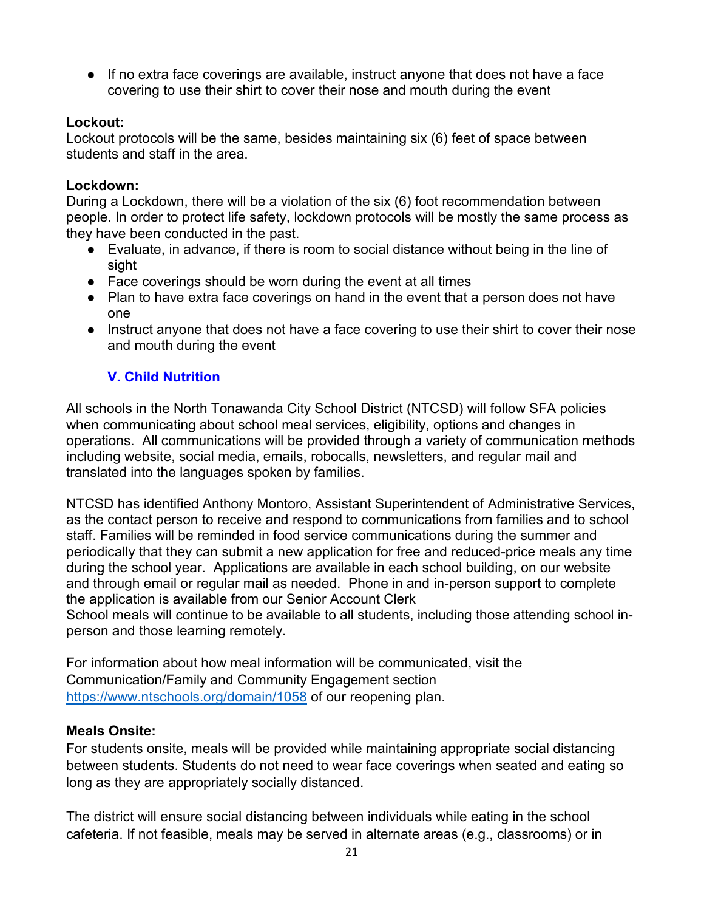- If no extra face coverings are available, instruct anyone that does not have a face covering to use their shirt to cover their nose and mouth during the event

**Lockout:**
Lockout protocols will be the same, besides maintaining six (6) feet of space between students and staff in the area.

**Lockdown:**
During a Lockdown, there will be a violation of the six (6) foot recommendation between people. In order to protect life safety, lockdown protocols will be mostly the same process as they have been conducted in the past.

- Evaluate, in advance, if there is room to social distance without being in the line of sight
- Face coverings should be worn during the event at all times
- Plan to have extra face coverings on hand in the event that a person does not have one
- Instruct anyone that does not have a face covering to use their shirt to cover their nose and mouth during the event

## V. Child Nutrition

All schools in the North Tonawanda City School District (NTCSD) will follow SFA policies when communicating about school meal services, eligibility, options and changes in operations. All communications will be provided through a variety of communication methods including website, social media, emails, robocalls, newsletters, and regular mail and translated into the languages spoken by families.

NTCSD has identified Anthony Montoro, Assistant Superintendent of Administrative Services, as the contact person to receive and respond to communications from families and to school staff. Families will be reminded in food service communications during the summer and periodically that they can submit a new application for free and reduced-price meals any time during the school year. Applications are available in each school building, on our website and through email or regular mail as needed. Phone in and in-person support to complete the application is available from our Senior Account Clerk
School meals will continue to be available to all students, including those attending school in-person and those learning remotely.

For information about how meal information will be communicated, visit the Communication/Family and Community Engagement section https://www.ntschools.org/domain/1058 of our reopening plan.

**Meals Onsite:**
For students onsite, meals will be provided while maintaining appropriate social distancing between students. Students do not need to wear face coverings when seated and eating so long as they are appropriately socially distanced.

The district will ensure social distancing between individuals while eating in the school cafeteria. If not feasible, meals may be served in alternate areas (e.g., classrooms) or in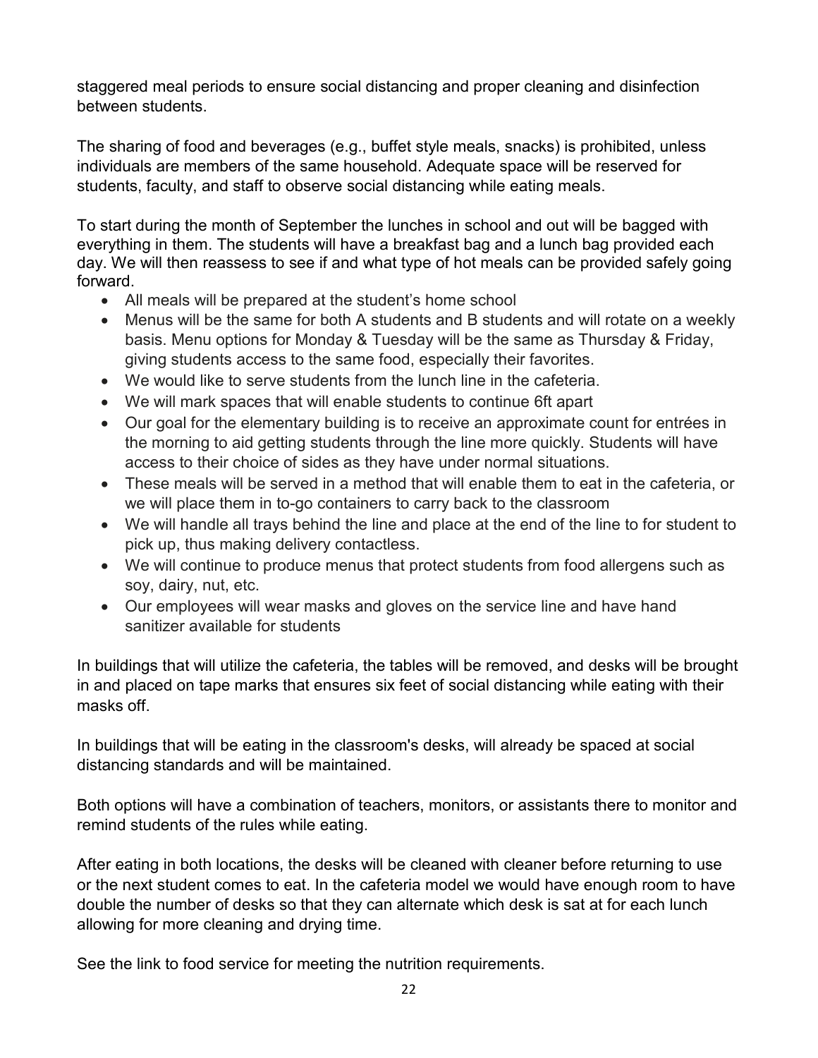staggered meal periods to ensure social distancing and proper cleaning and disinfection between students.

The sharing of food and beverages (e.g., buffet style meals, snacks) is prohibited, unless individuals are members of the same household. Adequate space will be reserved for students, faculty, and staff to observe social distancing while eating meals.

To start during the month of September the lunches in school and out will be bagged with everything in them. The students will have a breakfast bag and a lunch bag provided each day. We will then reassess to see if and what type of hot meals can be provided safely going forward.

- All meals will be prepared at the student's home school
- Menus will be the same for both A students and B students and will rotate on a weekly basis. Menu options for Monday & Tuesday will be the same as Thursday & Friday, giving students access to the same food, especially their favorites.
- We would like to serve students from the lunch line in the cafeteria.
- We will mark spaces that will enable students to continue 6ft apart
- Our goal for the elementary building is to receive an approximate count for entrées in the morning to aid getting students through the line more quickly. Students will have access to their choice of sides as they have under normal situations.
- These meals will be served in a method that will enable them to eat in the cafeteria, or we will place them in to-go containers to carry back to the classroom
- We will handle all trays behind the line and place at the end of the line to for student to pick up, thus making delivery contactless.
- We will continue to produce menus that protect students from food allergens such as soy, dairy, nut, etc.
- Our employees will wear masks and gloves on the service line and have hand sanitizer available for students

In buildings that will utilize the cafeteria, the tables will be removed, and desks will be brought in and placed on tape marks that ensures six feet of social distancing while eating with their masks off.

In buildings that will be eating in the classroom's desks, will already be spaced at social distancing standards and will be maintained.

Both options will have a combination of teachers, monitors, or assistants there to monitor and remind students of the rules while eating.

After eating in both locations, the desks will be cleaned with cleaner before returning to use or the next student comes to eat. In the cafeteria model we would have enough room to have double the number of desks so that they can alternate which desk is sat at for each lunch allowing for more cleaning and drying time.

See the link to food service for meeting the nutrition requirements.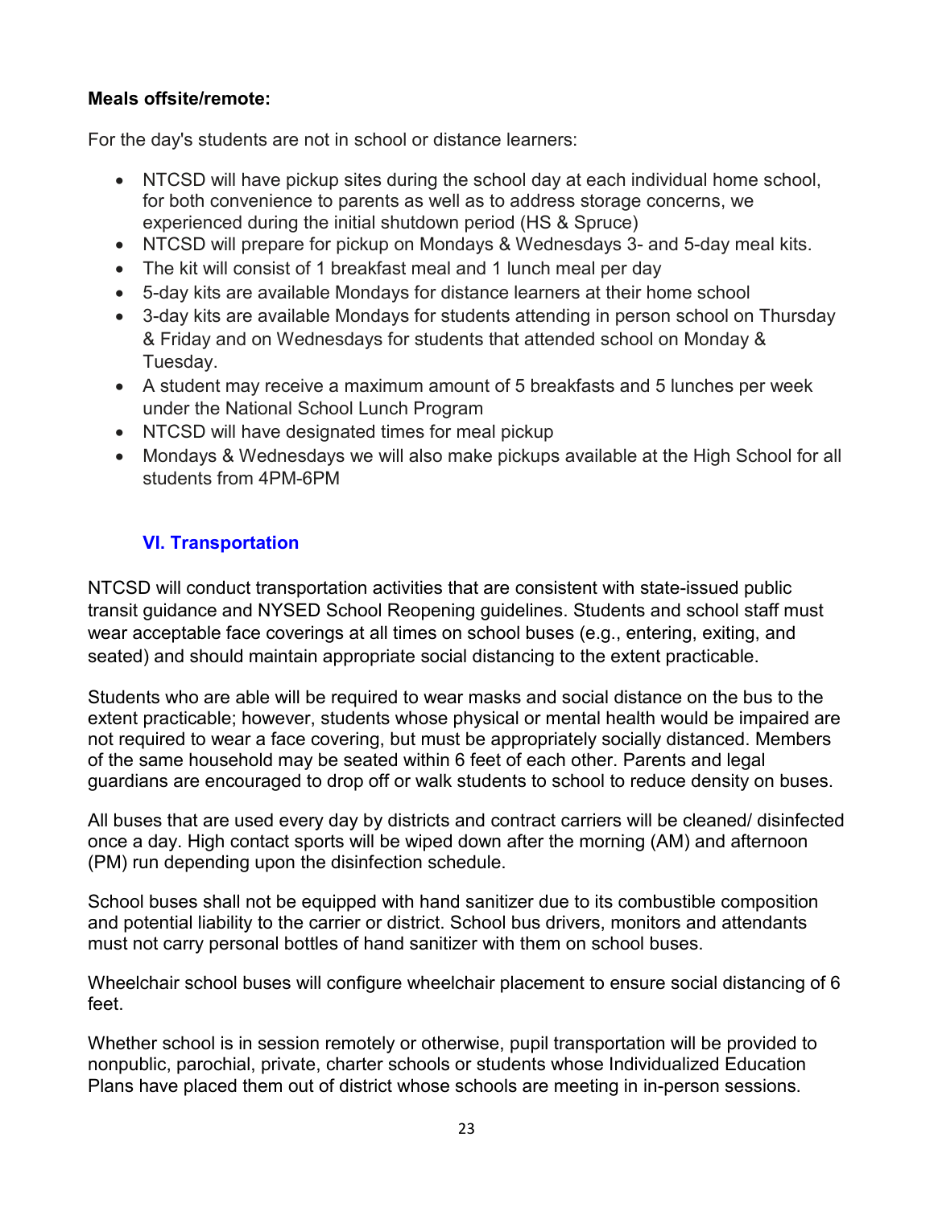**Meals offsite/remote:**

For the day's students are not in school or distance learners:

- NTCSD will have pickup sites during the school day at each individual home school, for both convenience to parents as well as to address storage concerns, we experienced during the initial shutdown period (HS & Spruce)
- NTCSD will prepare for pickup on Mondays & Wednesdays 3- and 5-day meal kits.
- The kit will consist of 1 breakfast meal and 1 lunch meal per day
- 5-day kits are available Mondays for distance learners at their home school
- 3-day kits are available Mondays for students attending in person school on Thursday & Friday and on Wednesdays for students that attended school on Monday & Tuesday.
- A student may receive a maximum amount of 5 breakfasts and 5 lunches per week under the National School Lunch Program
- NTCSD will have designated times for meal pickup
- Mondays & Wednesdays we will also make pickups available at the High School for all students from 4PM-6PM

## VI. Transportation

NTCSD will conduct transportation activities that are consistent with state-issued public transit guidance and NYSED School Reopening guidelines. Students and school staff must wear acceptable face coverings at all times on school buses (e.g., entering, exiting, and seated) and should maintain appropriate social distancing to the extent practicable.

Students who are able will be required to wear masks and social distance on the bus to the extent practicable; however, students whose physical or mental health would be impaired are not required to wear a face covering, but must be appropriately socially distanced. Members of the same household may be seated within 6 feet of each other. Parents and legal guardians are encouraged to drop off or walk students to school to reduce density on buses.

All buses that are used every day by districts and contract carriers will be cleaned/ disinfected once a day. High contact sports will be wiped down after the morning (AM) and afternoon (PM) run depending upon the disinfection schedule.

School buses shall not be equipped with hand sanitizer due to its combustible composition and potential liability to the carrier or district. School bus drivers, monitors and attendants must not carry personal bottles of hand sanitizer with them on school buses.

Wheelchair school buses will configure wheelchair placement to ensure social distancing of 6 feet.

Whether school is in session remotely or otherwise, pupil transportation will be provided to nonpublic, parochial, private, charter schools or students whose Individualized Education Plans have placed them out of district whose schools are meeting in in-person sessions.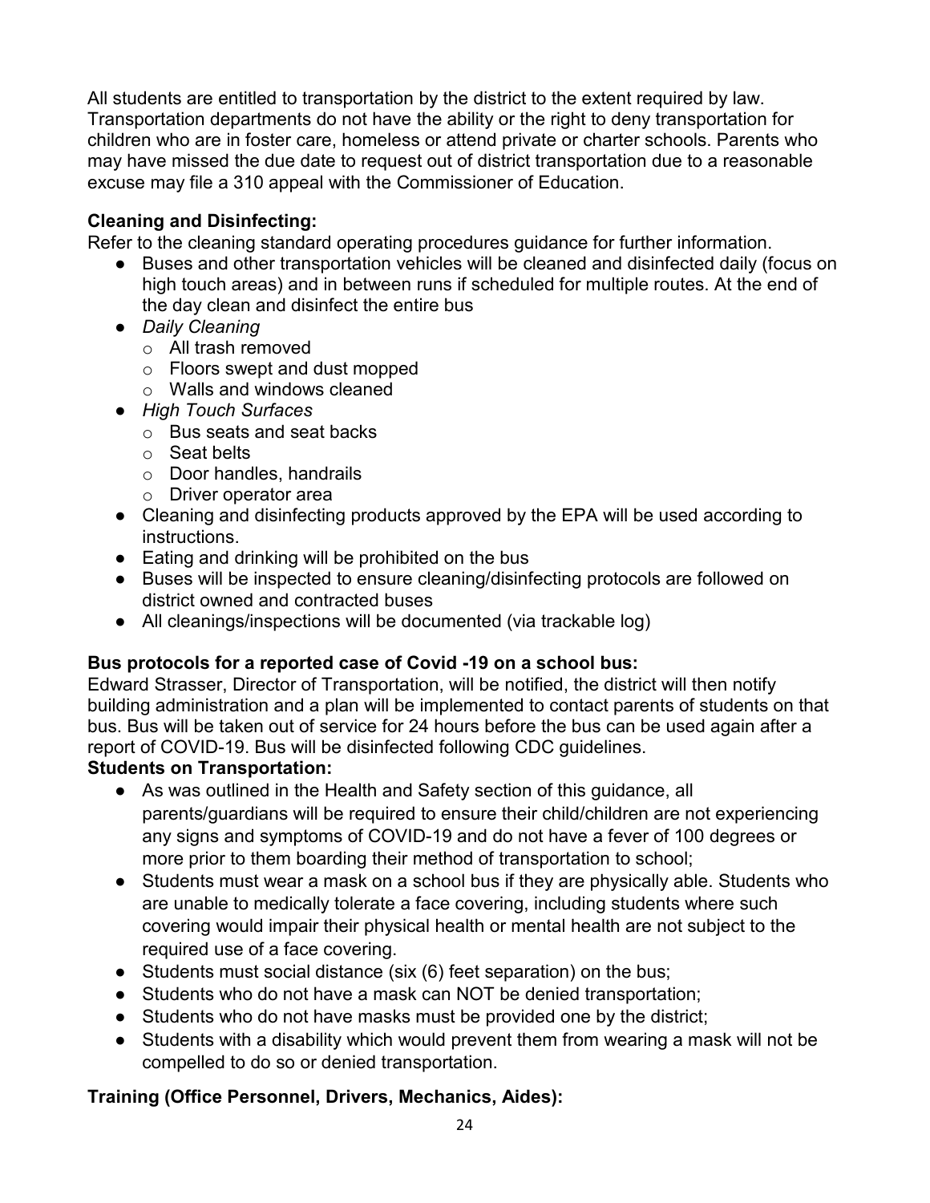All students are entitled to transportation by the district to the extent required by law. Transportation departments do not have the ability or the right to deny transportation for children who are in foster care, homeless or attend private or charter schools. Parents who may have missed the due date to request out of district transportation due to a reasonable excuse may file a 310 appeal with the Commissioner of Education.

**Cleaning and Disinfecting:**

Refer to the cleaning standard operating procedures guidance for further information.

- Buses and other transportation vehicles will be cleaned and disinfected daily (focus on high touch areas) and in between runs if scheduled for multiple routes. At the end of the day clean and disinfect the entire bus
- *Daily Cleaning*
  - All trash removed
  - Floors swept and dust mopped
  - Walls and windows cleaned
- *High Touch Surfaces*
  - Bus seats and seat backs
  - Seat belts
  - Door handles, handrails
  - Driver operator area
- Cleaning and disinfecting products approved by the EPA will be used according to instructions.
- Eating and drinking will be prohibited on the bus
- Buses will be inspected to ensure cleaning/disinfecting protocols are followed on district owned and contracted buses
- All cleanings/inspections will be documented (via trackable log)

**Bus protocols for a reported case of Covid -19 on a school bus:**

Edward Strasser, Director of Transportation, will be notified, the district will then notify building administration and a plan will be implemented to contact parents of students on that bus. Bus will be taken out of service for 24 hours before the bus can be used again after a report of COVID-19. Bus will be disinfected following CDC guidelines.

**Students on Transportation:**

- As was outlined in the Health and Safety section of this guidance, all parents/guardians will be required to ensure their child/children are not experiencing any signs and symptoms of COVID-19 and do not have a fever of 100 degrees or more prior to them boarding their method of transportation to school;
- Students must wear a mask on a school bus if they are physically able. Students who are unable to medically tolerate a face covering, including students where such covering would impair their physical health or mental health are not subject to the required use of a face covering.
- Students must social distance (six (6) feet separation) on the bus;
- Students who do not have a mask can NOT be denied transportation;
- Students who do not have masks must be provided one by the district;
- Students with a disability which would prevent them from wearing a mask will not be compelled to do so or denied transportation.

**Training (Office Personnel, Drivers, Mechanics, Aides):**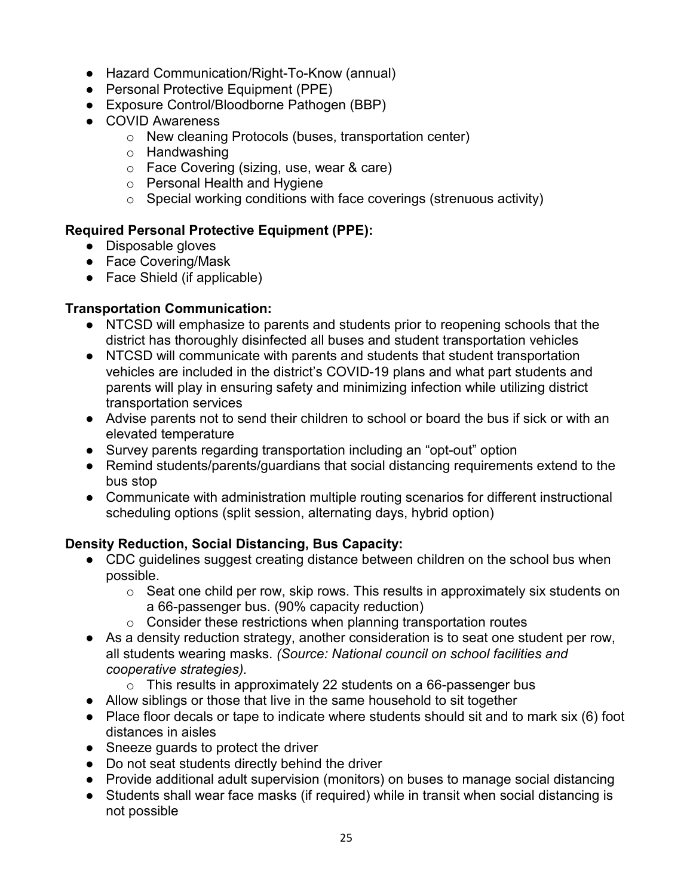- Hazard Communication/Right-To-Know (annual)
- Personal Protective Equipment (PPE)
- Exposure Control/Bloodborne Pathogen (BBP)
- COVID Awareness
    - New cleaning Protocols (buses, transportation center)
    - Handwashing
    - Face Covering (sizing, use, wear & care)
    - Personal Health and Hygiene
    - Special working conditions with face coverings (strenuous activity)

**Required Personal Protective Equipment (PPE):**

- Disposable gloves
- Face Covering/Mask
- Face Shield (if applicable)

**Transportation Communication:**

- NTCSD will emphasize to parents and students prior to reopening schools that the district has thoroughly disinfected all buses and student transportation vehicles
- NTCSD will communicate with parents and students that student transportation vehicles are included in the district's COVID-19 plans and what part students and parents will play in ensuring safety and minimizing infection while utilizing district transportation services
- Advise parents not to send their children to school or board the bus if sick or with an elevated temperature
- Survey parents regarding transportation including an "opt-out" option
- Remind students/parents/guardians that social distancing requirements extend to the bus stop
- Communicate with administration multiple routing scenarios for different instructional scheduling options (split session, alternating days, hybrid option)

**Density Reduction, Social Distancing, Bus Capacity:**

- CDC guidelines suggest creating distance between children on the school bus when possible.
    - Seat one child per row, skip rows. This results in approximately six students on a 66-passenger bus. (90% capacity reduction)
    - Consider these restrictions when planning transportation routes
- As a density reduction strategy, another consideration is to seat one student per row, all students wearing masks. *(Source: National council on school facilities and cooperative strategies).*
    - This results in approximately 22 students on a 66-passenger bus
- Allow siblings or those that live in the same household to sit together
- Place floor decals or tape to indicate where students should sit and to mark six (6) foot distances in aisles
- Sneeze guards to protect the driver
- Do not seat students directly behind the driver
- Provide additional adult supervision (monitors) on buses to manage social distancing
- Students shall wear face masks (if required) while in transit when social distancing is not possible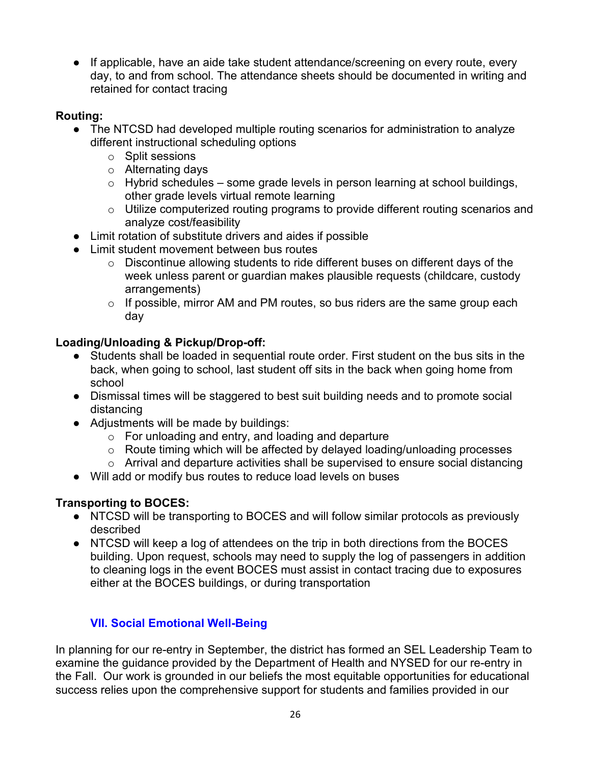- If applicable, have an aide take student attendance/screening on every route, every day, to and from school. The attendance sheets should be documented in writing and retained for contact tracing

**Routing:**

- The NTCSD had developed multiple routing scenarios for administration to analyze different instructional scheduling options
  - Split sessions
  - Alternating days
  - Hybrid schedules – some grade levels in person learning at school buildings, other grade levels virtual remote learning
  - Utilize computerized routing programs to provide different routing scenarios and analyze cost/feasibility
- Limit rotation of substitute drivers and aides if possible
- Limit student movement between bus routes
  - Discontinue allowing students to ride different buses on different days of the week unless parent or guardian makes plausible requests (childcare, custody arrangements)
  - If possible, mirror AM and PM routes, so bus riders are the same group each day

**Loading/Unloading & Pickup/Drop-off:**

- Students shall be loaded in sequential route order. First student on the bus sits in the back, when going to school, last student off sits in the back when going home from school
- Dismissal times will be staggered to best suit building needs and to promote social distancing
- Adjustments will be made by buildings:
  - For unloading and entry, and loading and departure
  - Route timing which will be affected by delayed loading/unloading processes
  - Arrival and departure activities shall be supervised to ensure social distancing
- Will add or modify bus routes to reduce load levels on buses

**Transporting to BOCES:**

- NTCSD will be transporting to BOCES and will follow similar protocols as previously described
- NTCSD will keep a log of attendees on the trip in both directions from the BOCES building. Upon request, schools may need to supply the log of passengers in addition to cleaning logs in the event BOCES must assist in contact tracing due to exposures either at the BOCES buildings, or during transportation

## VII. Social Emotional Well-Being

In planning for our re-entry in September, the district has formed an SEL Leadership Team to examine the guidance provided by the Department of Health and NYSED for our re-entry in the Fall. Our work is grounded in our beliefs the most equitable opportunities for educational success relies upon the comprehensive support for students and families provided in our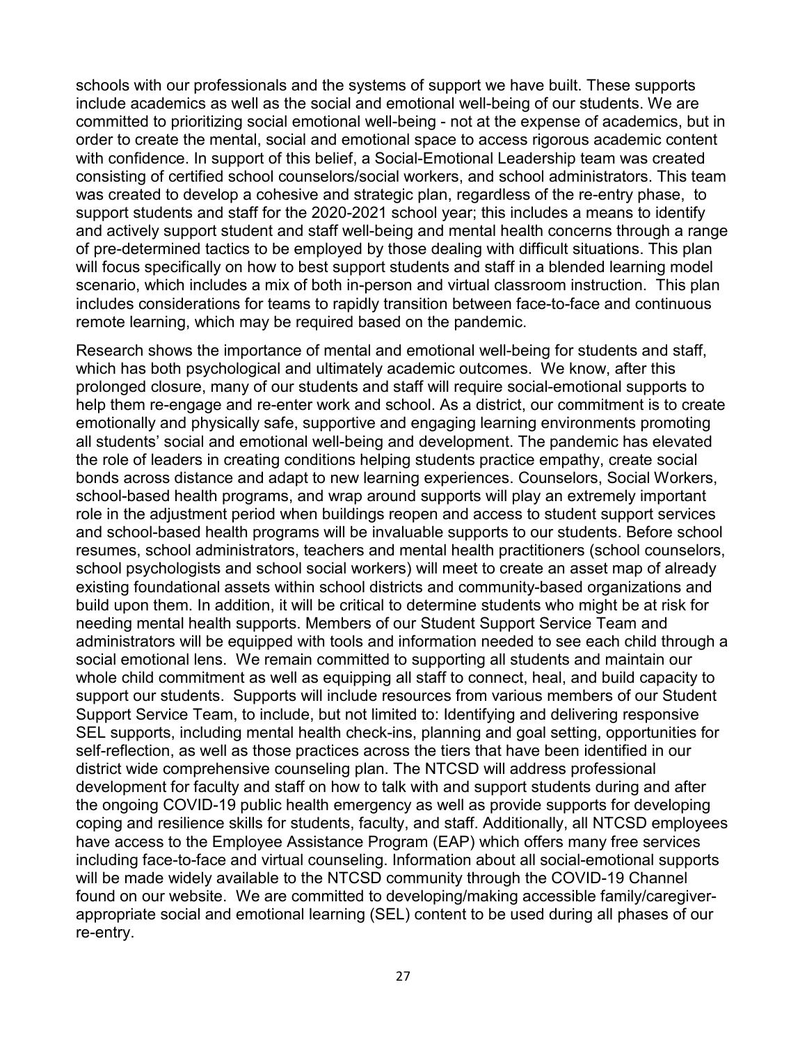schools with our professionals and the systems of support we have built. These supports include academics as well as the social and emotional well-being of our students. We are committed to prioritizing social emotional well-being - not at the expense of academics, but in order to create the mental, social and emotional space to access rigorous academic content with confidence. In support of this belief, a Social-Emotional Leadership team was created consisting of certified school counselors/social workers, and school administrators. This team was created to develop a cohesive and strategic plan, regardless of the re-entry phase, to support students and staff for the 2020-2021 school year; this includes a means to identify and actively support student and staff well-being and mental health concerns through a range of pre-determined tactics to be employed by those dealing with difficult situations. This plan will focus specifically on how to best support students and staff in a blended learning model scenario, which includes a mix of both in-person and virtual classroom instruction. This plan includes considerations for teams to rapidly transition between face-to-face and continuous remote learning, which may be required based on the pandemic.

Research shows the importance of mental and emotional well-being for students and staff, which has both psychological and ultimately academic outcomes. We know, after this prolonged closure, many of our students and staff will require social-emotional supports to help them re-engage and re-enter work and school. As a district, our commitment is to create emotionally and physically safe, supportive and engaging learning environments promoting all students' social and emotional well-being and development. The pandemic has elevated the role of leaders in creating conditions helping students practice empathy, create social bonds across distance and adapt to new learning experiences. Counselors, Social Workers, school-based health programs, and wrap around supports will play an extremely important role in the adjustment period when buildings reopen and access to student support services and school-based health programs will be invaluable supports to our students. Before school resumes, school administrators, teachers and mental health practitioners (school counselors, school psychologists and school social workers) will meet to create an asset map of already existing foundational assets within school districts and community-based organizations and build upon them. In addition, it will be critical to determine students who might be at risk for needing mental health supports. Members of our Student Support Service Team and administrators will be equipped with tools and information needed to see each child through a social emotional lens. We remain committed to supporting all students and maintain our whole child commitment as well as equipping all staff to connect, heal, and build capacity to support our students. Supports will include resources from various members of our Student Support Service Team, to include, but not limited to: Identifying and delivering responsive SEL supports, including mental health check-ins, planning and goal setting, opportunities for self-reflection, as well as those practices across the tiers that have been identified in our district wide comprehensive counseling plan. The NTCSD will address professional development for faculty and staff on how to talk with and support students during and after the ongoing COVID-19 public health emergency as well as provide supports for developing coping and resilience skills for students, faculty, and staff. Additionally, all NTCSD employees have access to the Employee Assistance Program (EAP) which offers many free services including face-to-face and virtual counseling. Information about all social-emotional supports will be made widely available to the NTCSD community through the COVID-19 Channel found on our website. We are committed to developing/making accessible family/caregiver-appropriate social and emotional learning (SEL) content to be used during all phases of our re-entry.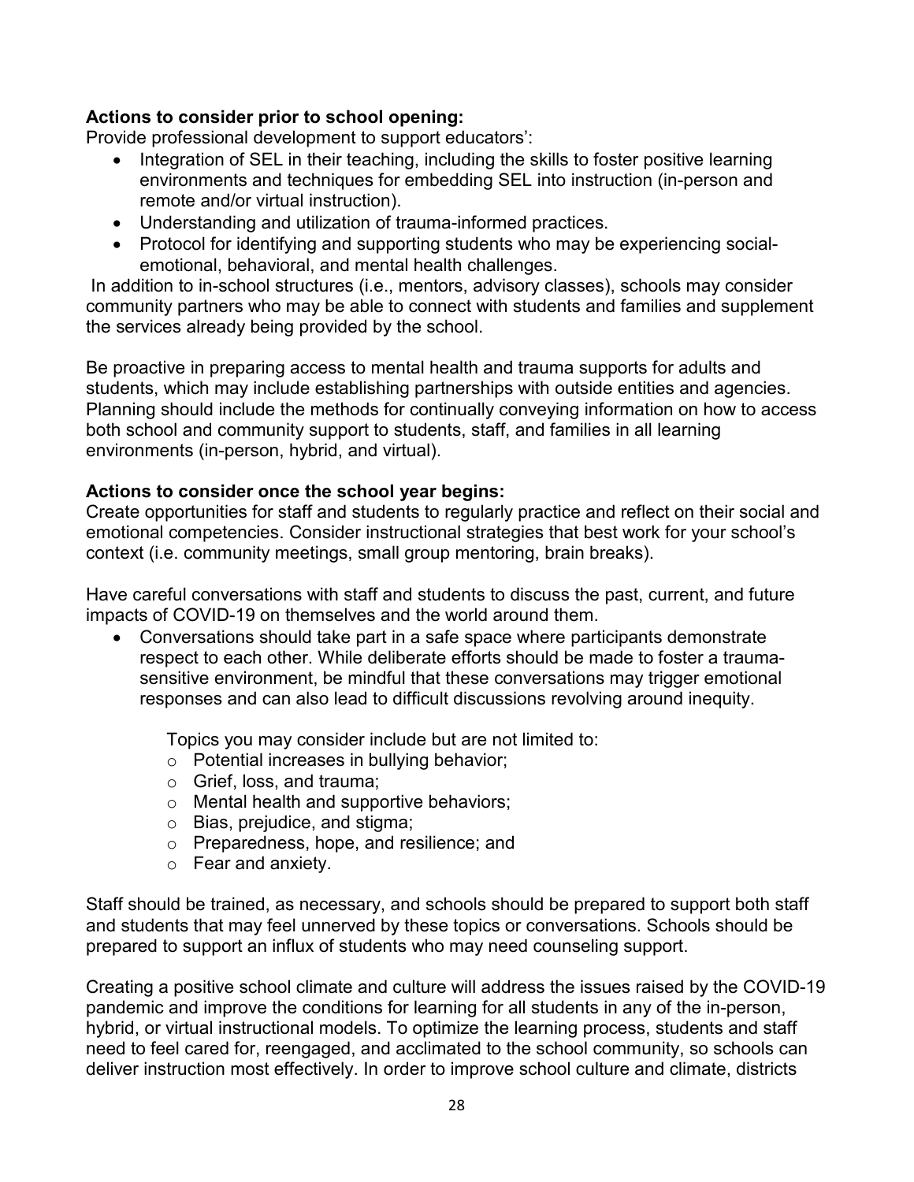**Actions to consider prior to school opening:**

Provide professional development to support educators':

- Integration of SEL in their teaching, including the skills to foster positive learning environments and techniques for embedding SEL into instruction (in-person and remote and/or virtual instruction).
- Understanding and utilization of trauma-informed practices.
- Protocol for identifying and supporting students who may be experiencing social-emotional, behavioral, and mental health challenges.

In addition to in-school structures (i.e., mentors, advisory classes), schools may consider community partners who may be able to connect with students and families and supplement the services already being provided by the school.

Be proactive in preparing access to mental health and trauma supports for adults and students, which may include establishing partnerships with outside entities and agencies. Planning should include the methods for continually conveying information on how to access both school and community support to students, staff, and families in all learning environments (in-person, hybrid, and virtual).

**Actions to consider once the school year begins:**

Create opportunities for staff and students to regularly practice and reflect on their social and emotional competencies. Consider instructional strategies that best work for your school's context (i.e. community meetings, small group mentoring, brain breaks).

Have careful conversations with staff and students to discuss the past, current, and future impacts of COVID-19 on themselves and the world around them.

- Conversations should take part in a safe space where participants demonstrate respect to each other. While deliberate efforts should be made to foster a trauma-sensitive environment, be mindful that these conversations may trigger emotional responses and can also lead to difficult discussions revolving around inequity.

  Topics you may consider include but are not limited to:
  - Potential increases in bullying behavior;
  - Grief, loss, and trauma;
  - Mental health and supportive behaviors;
  - Bias, prejudice, and stigma;
  - Preparedness, hope, and resilience; and
  - Fear and anxiety.

Staff should be trained, as necessary, and schools should be prepared to support both staff and students that may feel unnerved by these topics or conversations. Schools should be prepared to support an influx of students who may need counseling support.

Creating a positive school climate and culture will address the issues raised by the COVID-19 pandemic and improve the conditions for learning for all students in any of the in-person, hybrid, or virtual instructional models. To optimize the learning process, students and staff need to feel cared for, reengaged, and acclimated to the school community, so schools can deliver instruction most effectively. In order to improve school culture and climate, districts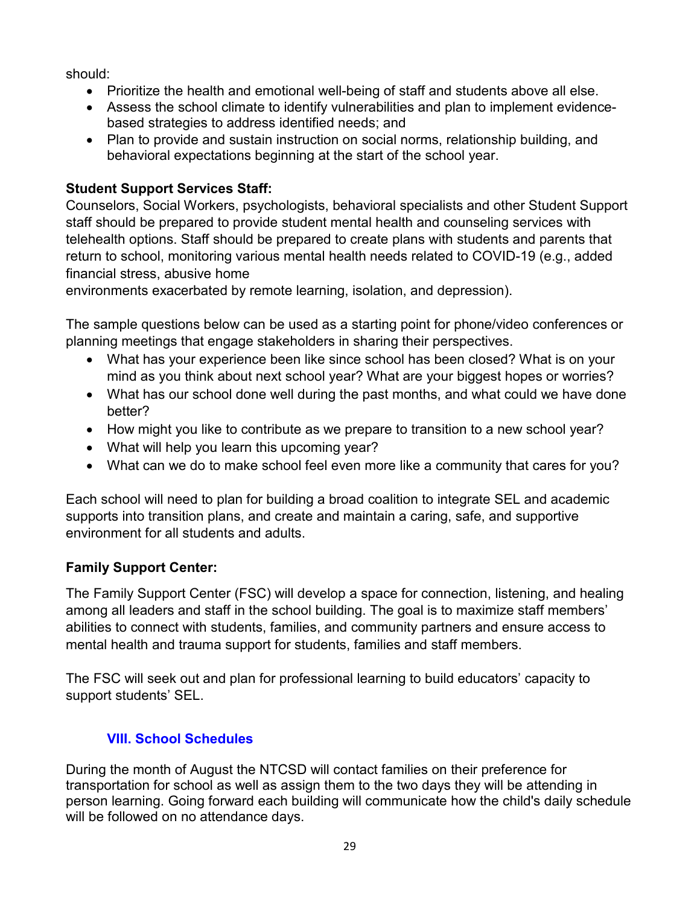should:

- Prioritize the health and emotional well-being of staff and students above all else.
- Assess the school climate to identify vulnerabilities and plan to implement evidence-based strategies to address identified needs; and
- Plan to provide and sustain instruction on social norms, relationship building, and behavioral expectations beginning at the start of the school year.

**Student Support Services Staff:**

Counselors, Social Workers, psychologists, behavioral specialists and other Student Support staff should be prepared to provide student mental health and counseling services with telehealth options. Staff should be prepared to create plans with students and parents that return to school, monitoring various mental health needs related to COVID-19 (e.g., added financial stress, abusive home environments exacerbated by remote learning, isolation, and depression).

The sample questions below can be used as a starting point for phone/video conferences or planning meetings that engage stakeholders in sharing their perspectives.

- What has your experience been like since school has been closed? What is on your mind as you think about next school year? What are your biggest hopes or worries?
- What has our school done well during the past months, and what could we have done better?
- How might you like to contribute as we prepare to transition to a new school year?
- What will help you learn this upcoming year?
- What can we do to make school feel even more like a community that cares for you?

Each school will need to plan for building a broad coalition to integrate SEL and academic supports into transition plans, and create and maintain a caring, safe, and supportive environment for all students and adults.

**Family Support Center:**

The Family Support Center (FSC) will develop a space for connection, listening, and healing among all leaders and staff in the school building. The goal is to maximize staff members' abilities to connect with students, families, and community partners and ensure access to mental health and trauma support for students, families and staff members.

The FSC will seek out and plan for professional learning to build educators' capacity to support students' SEL.

## VIII. School Schedules

During the month of August the NTCSD will contact families on their preference for transportation for school as well as assign them to the two days they will be attending in person learning. Going forward each building will communicate how the child's daily schedule will be followed on no attendance days.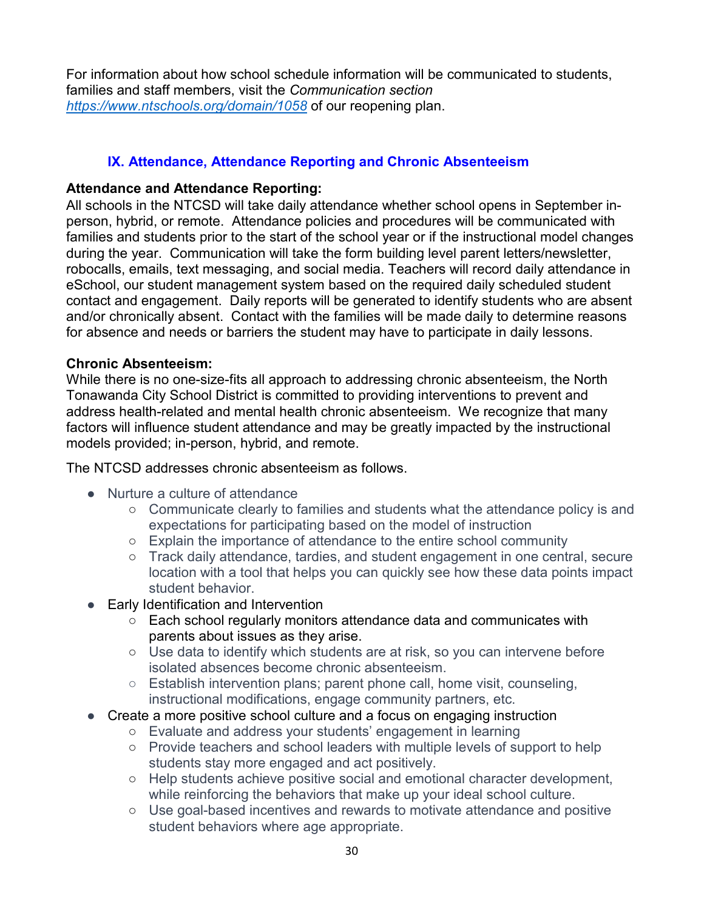For information about how school schedule information will be communicated to students, families and staff members, visit the *Communication section* [https://www.ntschools.org/domain/1058](https://www.ntschools.org/domain/1058) of our reopening plan.

## IX. Attendance, Attendance Reporting and Chronic Absenteeism

**Attendance and Attendance Reporting:**
All schools in the NTCSD will take daily attendance whether school opens in September in-person, hybrid, or remote. Attendance policies and procedures will be communicated with families and students prior to the start of the school year or if the instructional model changes during the year. Communication will take the form building level parent letters/newsletter, robocalls, emails, text messaging, and social media. Teachers will record daily attendance in eSchool, our student management system based on the required daily scheduled student contact and engagement. Daily reports will be generated to identify students who are absent and/or chronically absent. Contact with the families will be made daily to determine reasons for absence and needs or barriers the student may have to participate in daily lessons.

**Chronic Absenteeism:**
While there is no one-size-fits all approach to addressing chronic absenteeism, the North Tonawanda City School District is committed to providing interventions to prevent and address health-related and mental health chronic absenteeism. We recognize that many factors will influence student attendance and may be greatly impacted by the instructional models provided; in-person, hybrid, and remote.

The NTCSD addresses chronic absenteeism as follows.

- Nurture a culture of attendance
  - Communicate clearly to families and students what the attendance policy is and expectations for participating based on the model of instruction
  - Explain the importance of attendance to the entire school community
  - Track daily attendance, tardies, and student engagement in one central, secure location with a tool that helps you can quickly see how these data points impact student behavior.
- Early Identification and Intervention
  - Each school regularly monitors attendance data and communicates with parents about issues as they arise.
  - Use data to identify which students are at risk, so you can intervene before isolated absences become chronic absenteeism.
  - Establish intervention plans; parent phone call, home visit, counseling, instructional modifications, engage community partners, etc.
- Create a more positive school culture and a focus on engaging instruction
  - Evaluate and address your students' engagement in learning
  - Provide teachers and school leaders with multiple levels of support to help students stay more engaged and act positively.
  - Help students achieve positive social and emotional character development, while reinforcing the behaviors that make up your ideal school culture.
  - Use goal-based incentives and rewards to motivate attendance and positive student behaviors where age appropriate.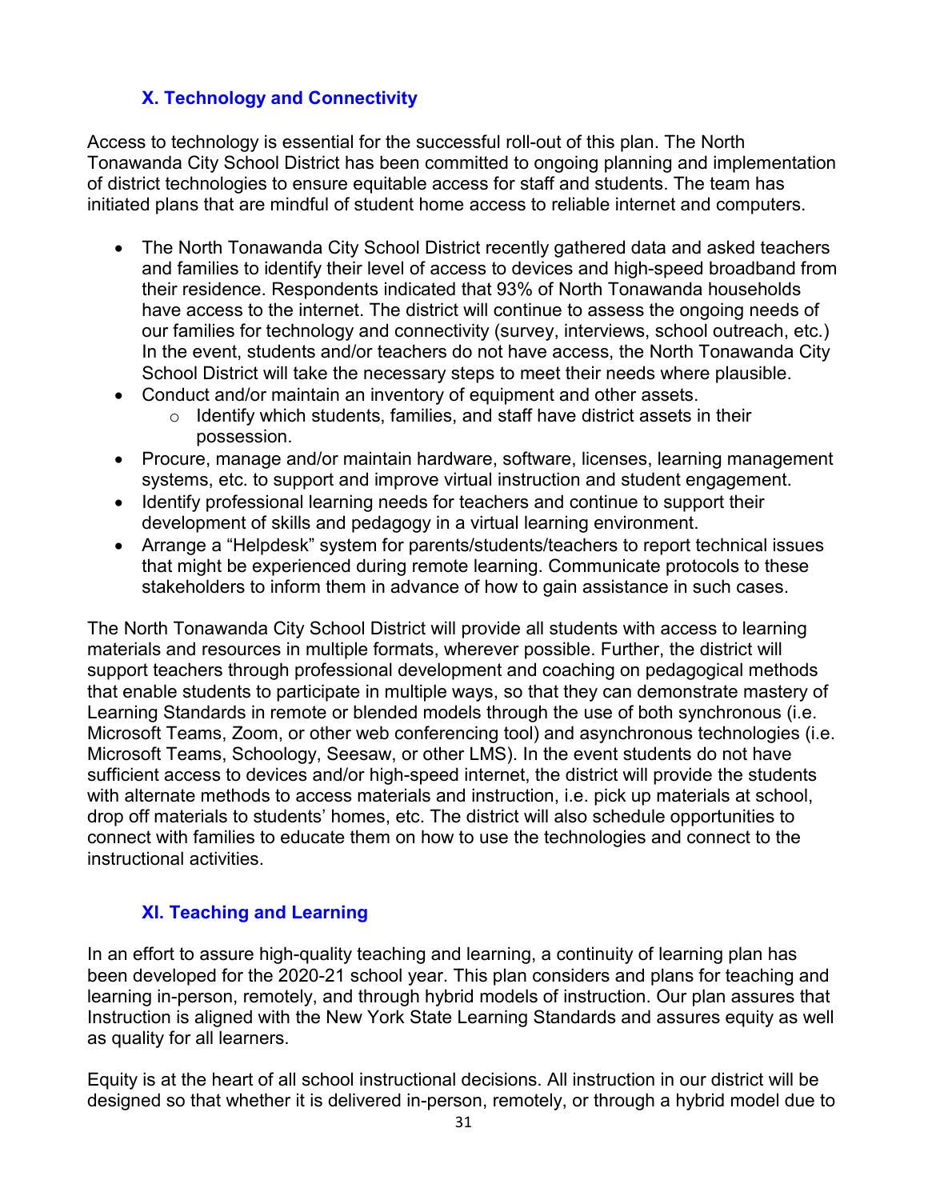## X. Technology and Connectivity

Access to technology is essential for the successful roll-out of this plan. The North Tonawanda City School District has been committed to ongoing planning and implementation of district technologies to ensure equitable access for staff and students. The team has initiated plans that are mindful of student home access to reliable internet and computers.

- The North Tonawanda City School District recently gathered data and asked teachers and families to identify their level of access to devices and high-speed broadband from their residence. Respondents indicated that 93% of North Tonawanda households have access to the internet. The district will continue to assess the ongoing needs of our families for technology and connectivity (survey, interviews, school outreach, etc.) In the event, students and/or teachers do not have access, the North Tonawanda City School District will take the necessary steps to meet their needs where plausible.
- Conduct and/or maintain an inventory of equipment and other assets.
  - Identify which students, families, and staff have district assets in their possession.
- Procure, manage and/or maintain hardware, software, licenses, learning management systems, etc. to support and improve virtual instruction and student engagement.
- Identify professional learning needs for teachers and continue to support their development of skills and pedagogy in a virtual learning environment.
- Arrange a "Helpdesk" system for parents/students/teachers to report technical issues that might be experienced during remote learning. Communicate protocols to these stakeholders to inform them in advance of how to gain assistance in such cases.

The North Tonawanda City School District will provide all students with access to learning materials and resources in multiple formats, wherever possible. Further, the district will support teachers through professional development and coaching on pedagogical methods that enable students to participate in multiple ways, so that they can demonstrate mastery of Learning Standards in remote or blended models through the use of both synchronous (i.e. Microsoft Teams, Zoom, or other web conferencing tool) and asynchronous technologies (i.e. Microsoft Teams, Schoology, Seesaw, or other LMS). In the event students do not have sufficient access to devices and/or high-speed internet, the district will provide the students with alternate methods to access materials and instruction, i.e. pick up materials at school, drop off materials to students' homes, etc. The district will also schedule opportunities to connect with families to educate them on how to use the technologies and connect to the instructional activities.

## XI. Teaching and Learning

In an effort to assure high-quality teaching and learning, a continuity of learning plan has been developed for the 2020-21 school year. This plan considers and plans for teaching and learning in-person, remotely, and through hybrid models of instruction. Our plan assures that Instruction is aligned with the New York State Learning Standards and assures equity as well as quality for all learners.

Equity is at the heart of all school instructional decisions. All instruction in our district will be designed so that whether it is delivered in-person, remotely, or through a hybrid model due to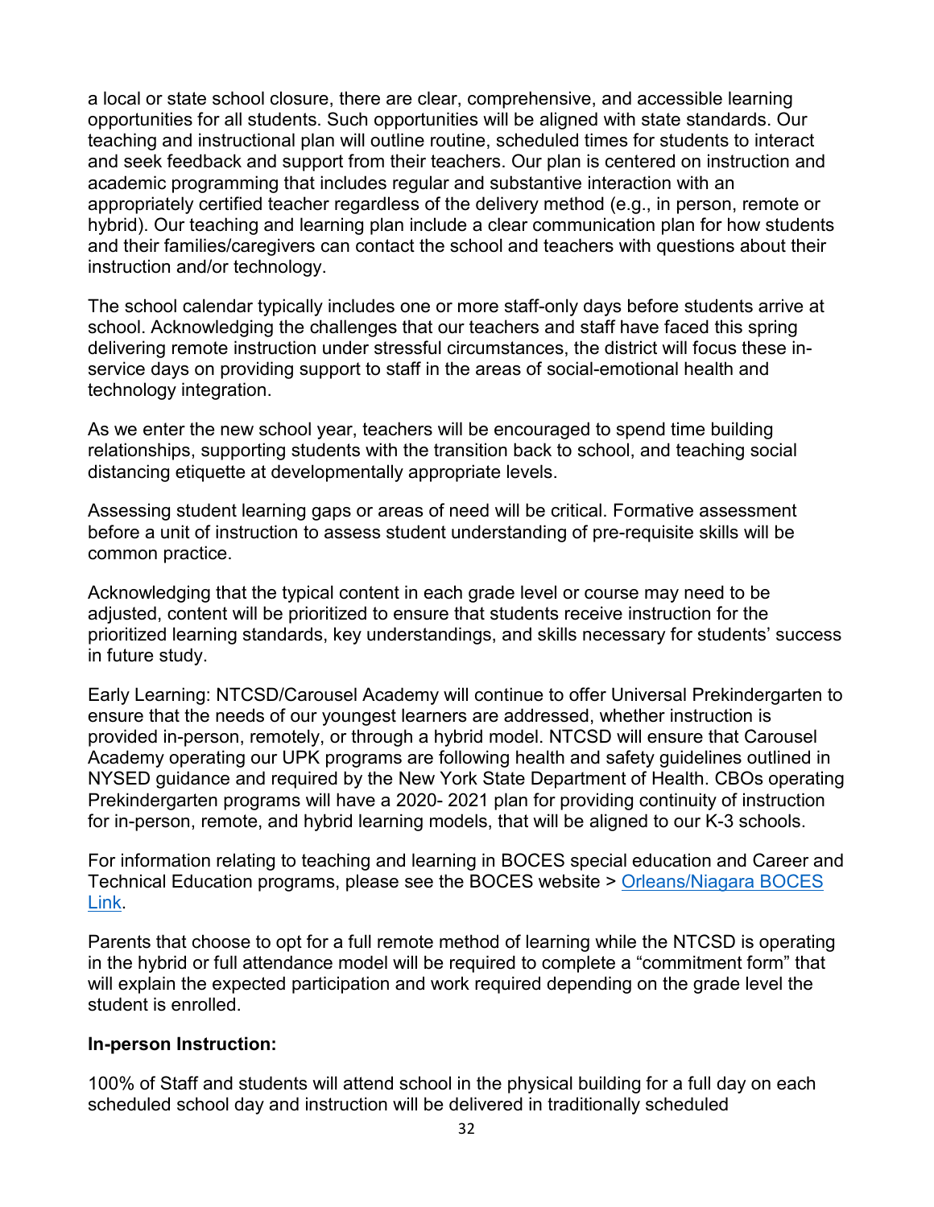a local or state school closure, there are clear, comprehensive, and accessible learning opportunities for all students. Such opportunities will be aligned with state standards. Our teaching and instructional plan will outline routine, scheduled times for students to interact and seek feedback and support from their teachers. Our plan is centered on instruction and academic programming that includes regular and substantive interaction with an appropriately certified teacher regardless of the delivery method (e.g., in person, remote or hybrid). Our teaching and learning plan include a clear communication plan for how students and their families/caregivers can contact the school and teachers with questions about their instruction and/or technology.

The school calendar typically includes one or more staff-only days before students arrive at school. Acknowledging the challenges that our teachers and staff have faced this spring delivering remote instruction under stressful circumstances, the district will focus these in-service days on providing support to staff in the areas of social-emotional health and technology integration.

As we enter the new school year, teachers will be encouraged to spend time building relationships, supporting students with the transition back to school, and teaching social distancing etiquette at developmentally appropriate levels.

Assessing student learning gaps or areas of need will be critical. Formative assessment before a unit of instruction to assess student understanding of pre-requisite skills will be common practice.

Acknowledging that the typical content in each grade level or course may need to be adjusted, content will be prioritized to ensure that students receive instruction for the prioritized learning standards, key understandings, and skills necessary for students' success in future study.

Early Learning: NTCSD/Carousel Academy will continue to offer Universal Prekindergarten to ensure that the needs of our youngest learners are addressed, whether instruction is provided in-person, remotely, or through a hybrid model. NTCSD will ensure that Carousel Academy operating our UPK programs are following health and safety guidelines outlined in NYSED guidance and required by the New York State Department of Health. CBOs operating Prekindergarten programs will have a 2020- 2021 plan for providing continuity of instruction for in-person, remote, and hybrid learning models, that will be aligned to our K-3 schools.

For information relating to teaching and learning in BOCES special education and Career and Technical Education programs, please see the BOCES website > Orleans/Niagara BOCES Link.

Parents that choose to opt for a full remote method of learning while the NTCSD is operating in the hybrid or full attendance model will be required to complete a "commitment form" that will explain the expected participation and work required depending on the grade level the student is enrolled.

**In-person Instruction:**

100% of Staff and students will attend school in the physical building for a full day on each scheduled school day and instruction will be delivered in traditionally scheduled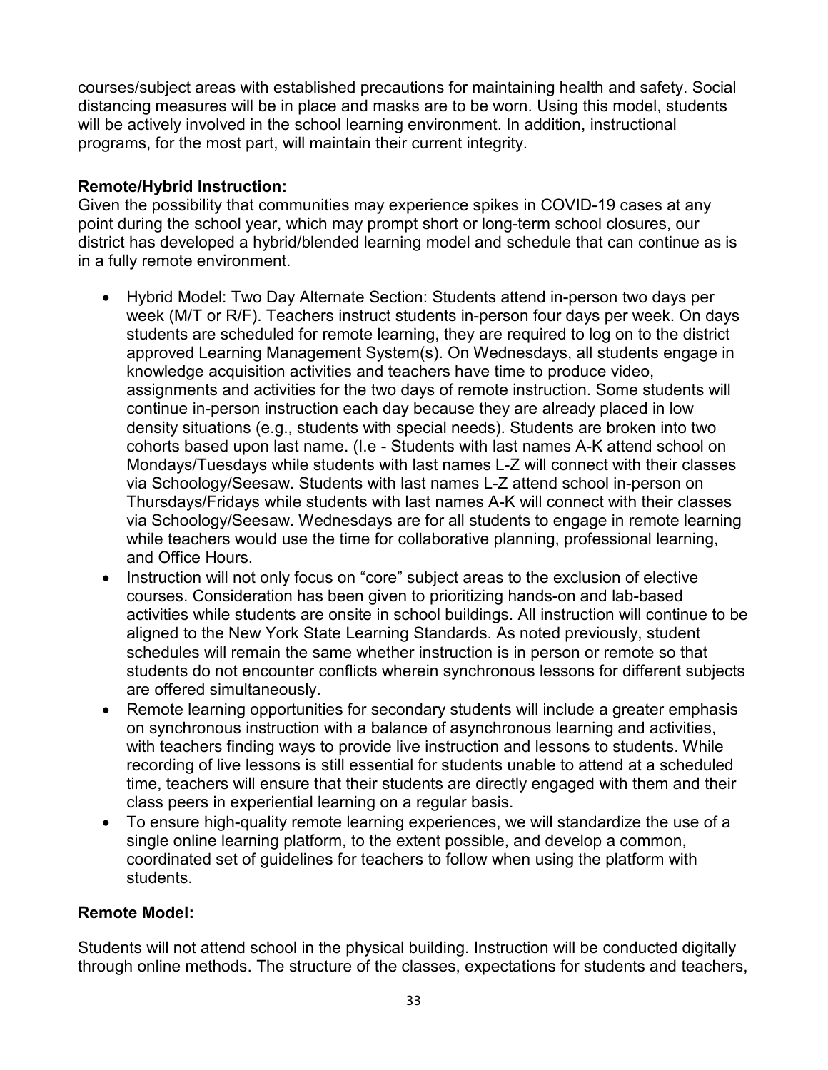courses/subject areas with established precautions for maintaining health and safety. Social distancing measures will be in place and masks are to be worn. Using this model, students will be actively involved in the school learning environment. In addition, instructional programs, for the most part, will maintain their current integrity.

**Remote/Hybrid Instruction:**

Given the possibility that communities may experience spikes in COVID-19 cases at any point during the school year, which may prompt short or long-term school closures, our district has developed a hybrid/blended learning model and schedule that can continue as is in a fully remote environment.

- Hybrid Model: Two Day Alternate Section: Students attend in-person two days per week (M/T or R/F). Teachers instruct students in-person four days per week. On days students are scheduled for remote learning, they are required to log on to the district approved Learning Management System(s). On Wednesdays, all students engage in knowledge acquisition activities and teachers have time to produce video, assignments and activities for the two days of remote instruction. Some students will continue in-person instruction each day because they are already placed in low density situations (e.g., students with special needs). Students are broken into two cohorts based upon last name. (I.e - Students with last names A-K attend school on Mondays/Tuesdays while students with last names L-Z will connect with their classes via Schoology/Seesaw. Students with last names L-Z attend school in-person on Thursdays/Fridays while students with last names A-K will connect with their classes via Schoology/Seesaw. Wednesdays are for all students to engage in remote learning while teachers would use the time for collaborative planning, professional learning, and Office Hours.
- Instruction will not only focus on "core" subject areas to the exclusion of elective courses. Consideration has been given to prioritizing hands-on and lab-based activities while students are onsite in school buildings. All instruction will continue to be aligned to the New York State Learning Standards. As noted previously, student schedules will remain the same whether instruction is in person or remote so that students do not encounter conflicts wherein synchronous lessons for different subjects are offered simultaneously.
- Remote learning opportunities for secondary students will include a greater emphasis on synchronous instruction with a balance of asynchronous learning and activities, with teachers finding ways to provide live instruction and lessons to students. While recording of live lessons is still essential for students unable to attend at a scheduled time, teachers will ensure that their students are directly engaged with them and their class peers in experiential learning on a regular basis.
- To ensure high-quality remote learning experiences, we will standardize the use of a single online learning platform, to the extent possible, and develop a common, coordinated set of guidelines for teachers to follow when using the platform with students.

**Remote Model:**

Students will not attend school in the physical building. Instruction will be conducted digitally through online methods. The structure of the classes, expectations for students and teachers,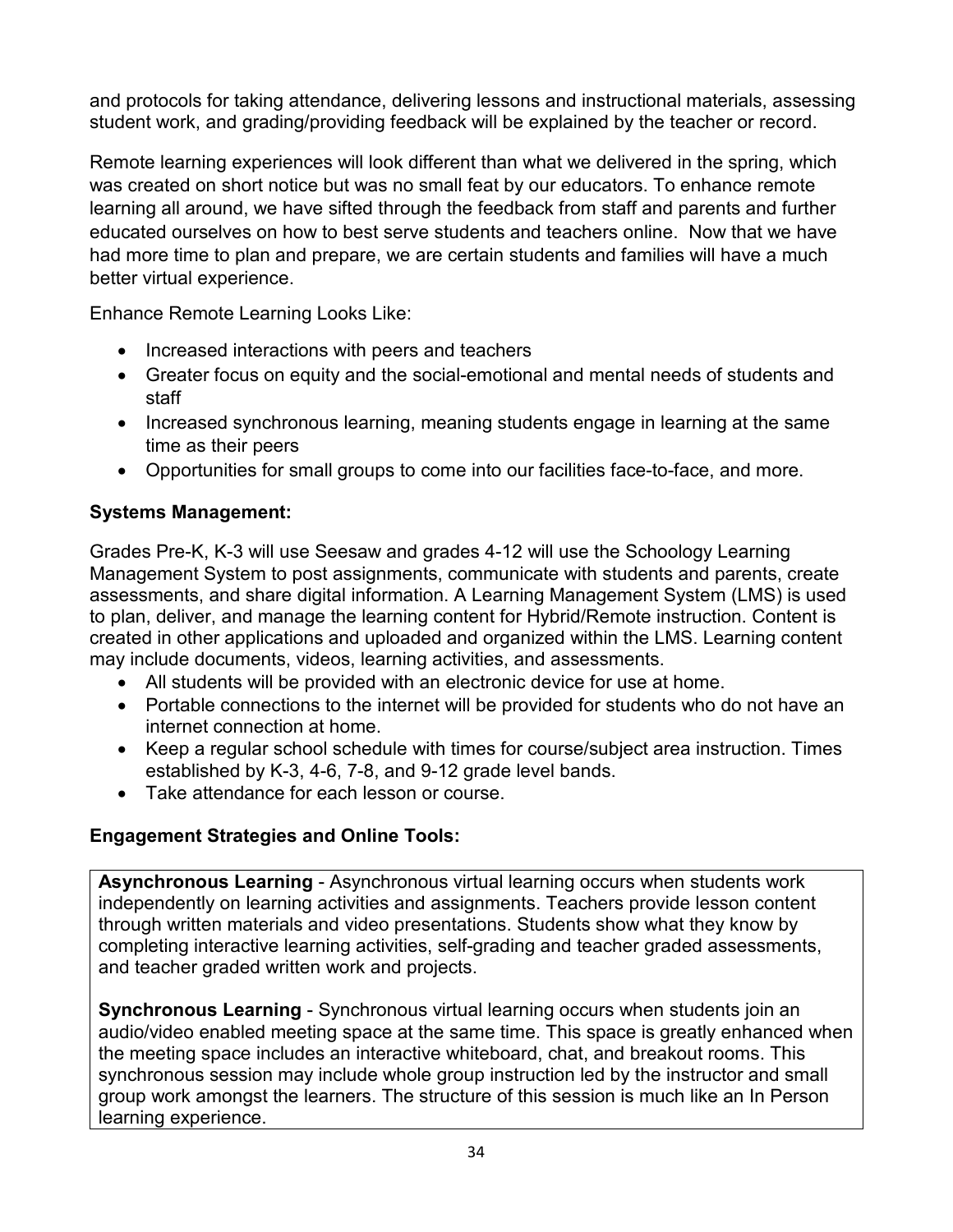and protocols for taking attendance, delivering lessons and instructional materials, assessing student work, and grading/providing feedback will be explained by the teacher or record.

Remote learning experiences will look different than what we delivered in the spring, which was created on short notice but was no small feat by our educators. To enhance remote learning all around, we have sifted through the feedback from staff and parents and further educated ourselves on how to best serve students and teachers online. Now that we have had more time to plan and prepare, we are certain students and families will have a much better virtual experience.

Enhance Remote Learning Looks Like:

- Increased interactions with peers and teachers
- Greater focus on equity and the social-emotional and mental needs of students and staff
- Increased synchronous learning, meaning students engage in learning at the same time as their peers
- Opportunities for small groups to come into our facilities face-to-face, and more.

**Systems Management:**

Grades Pre-K, K-3 will use Seesaw and grades 4-12 will use the Schoology Learning Management System to post assignments, communicate with students and parents, create assessments, and share digital information. A Learning Management System (LMS) is used to plan, deliver, and manage the learning content for Hybrid/Remote instruction. Content is created in other applications and uploaded and organized within the LMS. Learning content may include documents, videos, learning activities, and assessments.

- All students will be provided with an electronic device for use at home.
- Portable connections to the internet will be provided for students who do not have an internet connection at home.
- Keep a regular school schedule with times for course/subject area instruction. Times established by K-3, 4-6, 7-8, and 9-12 grade level bands.
- Take attendance for each lesson or course.

**Engagement Strategies and Online Tools:**

**Asynchronous Learning** - Asynchronous virtual learning occurs when students work independently on learning activities and assignments. Teachers provide lesson content through written materials and video presentations. Students show what they know by completing interactive learning activities, self-grading and teacher graded assessments, and teacher graded written work and projects.

**Synchronous Learning** - Synchronous virtual learning occurs when students join an audio/video enabled meeting space at the same time. This space is greatly enhanced when the meeting space includes an interactive whiteboard, chat, and breakout rooms. This synchronous session may include whole group instruction led by the instructor and small group work amongst the learners. The structure of this session is much like an In Person learning experience.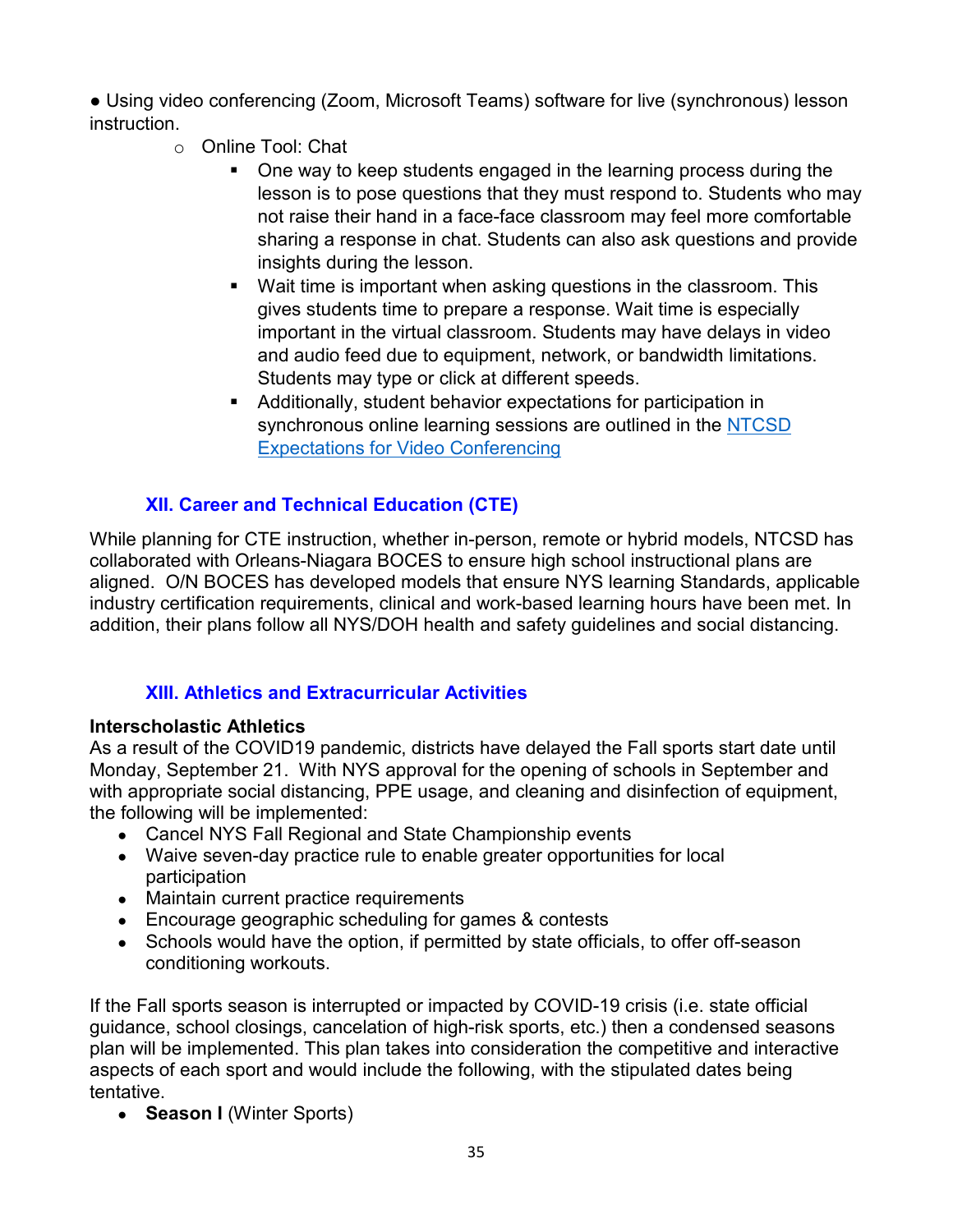- Using video conferencing (Zoom, Microsoft Teams) software for live (synchronous) lesson instruction.
  - Online Tool: Chat
    - One way to keep students engaged in the learning process during the lesson is to pose questions that they must respond to. Students who may not raise their hand in a face-face classroom may feel more comfortable sharing a response in chat. Students can also ask questions and provide insights during the lesson.
    - Wait time is important when asking questions in the classroom. This gives students time to prepare a response. Wait time is especially important in the virtual classroom. Students may have delays in video and audio feed due to equipment, network, or bandwidth limitations. Students may type or click at different speeds.
    - Additionally, student behavior expectations for participation in synchronous online learning sessions are outlined in the [NTCSD Expectations for Video Conferencing]

## XII. Career and Technical Education (CTE)

While planning for CTE instruction, whether in-person, remote or hybrid models, NTCSD has collaborated with Orleans-Niagara BOCES to ensure high school instructional plans are aligned. O/N BOCES has developed models that ensure NYS learning Standards, applicable industry certification requirements, clinical and work-based learning hours have been met. In addition, their plans follow all NYS/DOH health and safety guidelines and social distancing.

## XIII. Athletics and Extracurricular Activities

**Interscholastic Athletics**

As a result of the COVID19 pandemic, districts have delayed the Fall sports start date until Monday, September 21. With NYS approval for the opening of schools in September and with appropriate social distancing, PPE usage, and cleaning and disinfection of equipment, the following will be implemented:

- Cancel NYS Fall Regional and State Championship events
- Waive seven-day practice rule to enable greater opportunities for local participation
- Maintain current practice requirements
- Encourage geographic scheduling for games & contests
- Schools would have the option, if permitted by state officials, to offer off-season conditioning workouts.

If the Fall sports season is interrupted or impacted by COVID-19 crisis (i.e. state official guidance, school closings, cancelation of high-risk sports, etc.) then a condensed seasons plan will be implemented. This plan takes into consideration the competitive and interactive aspects of each sport and would include the following, with the stipulated dates being tentative.

- **Season I** (Winter Sports)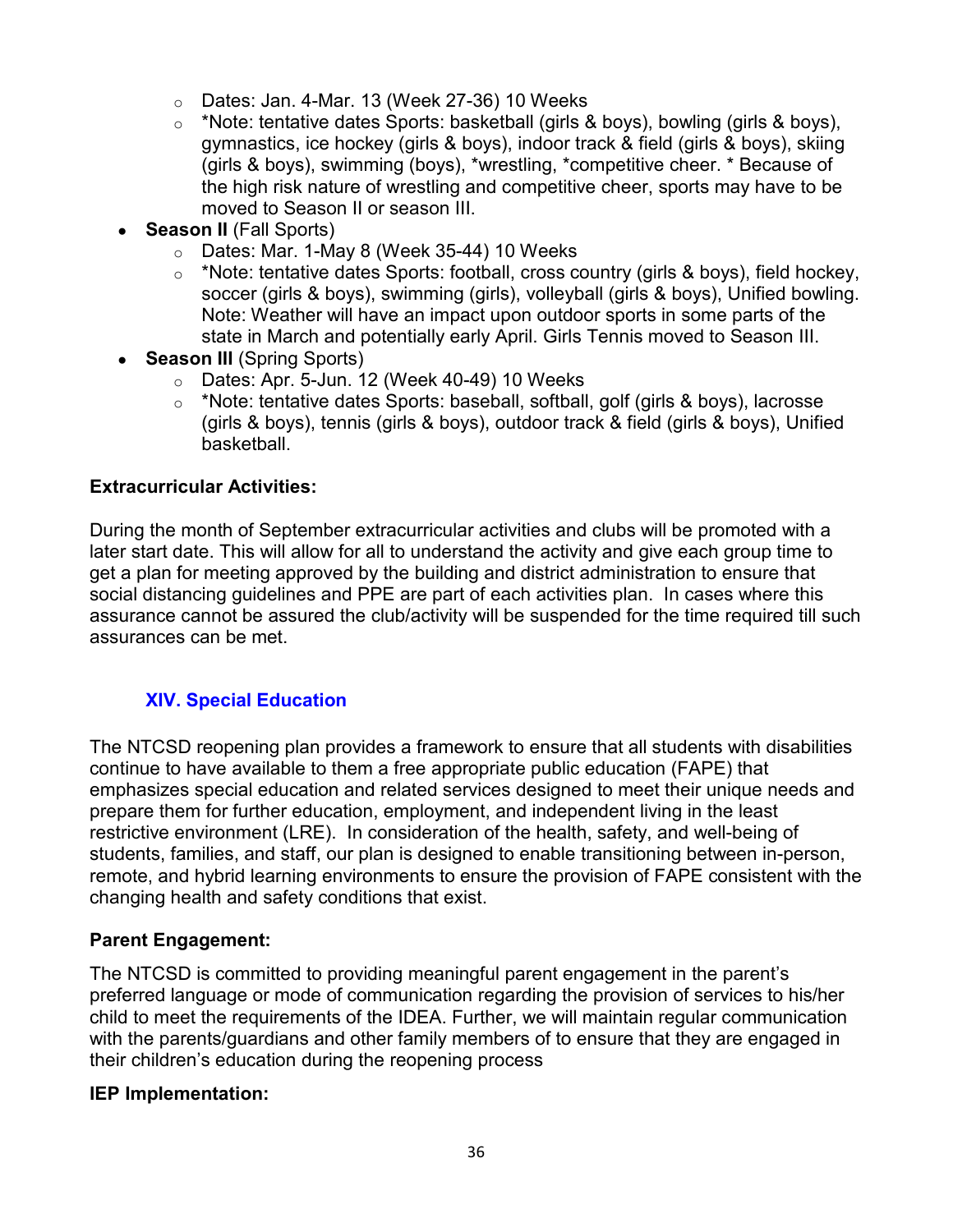- Dates: Jan. 4-Mar. 13 (Week 27-36) 10 Weeks
    - *Note: tentative dates Sports: basketball (girls & boys), bowling (girls & boys), gymnastics, ice hockey (girls & boys), indoor track & field (girls & boys), skiing (girls & boys), swimming (boys), *wrestling, *competitive cheer. * Because of the high risk nature of wrestling and competitive cheer, sports may have to be moved to Season II or season III.
- **Season II** (Fall Sports)
    - Dates: Mar. 1-May 8 (Week 35-44) 10 Weeks
    - *Note: tentative dates Sports: football, cross country (girls & boys), field hockey, soccer (girls & boys), swimming (girls), volleyball (girls & boys), Unified bowling. Note: Weather will have an impact upon outdoor sports in some parts of the state in March and potentially early April. Girls Tennis moved to Season III.
- **Season III** (Spring Sports)
    - Dates: Apr. 5-Jun. 12 (Week 40-49) 10 Weeks
    - *Note: tentative dates Sports: baseball, softball, golf (girls & boys), lacrosse (girls & boys), tennis (girls & boys), outdoor track & field (girls & boys), Unified basketball.

**Extracurricular Activities:**

During the month of September extracurricular activities and clubs will be promoted with a later start date. This will allow for all to understand the activity and give each group time to get a plan for meeting approved by the building and district administration to ensure that social distancing guidelines and PPE are part of each activities plan. In cases where this assurance cannot be assured the club/activity will be suspended for the time required till such assurances can be met.

## XIV. Special Education

The NTCSD reopening plan provides a framework to ensure that all students with disabilities continue to have available to them a free appropriate public education (FAPE) that emphasizes special education and related services designed to meet their unique needs and prepare them for further education, employment, and independent living in the least restrictive environment (LRE). In consideration of the health, safety, and well-being of students, families, and staff, our plan is designed to enable transitioning between in-person, remote, and hybrid learning environments to ensure the provision of FAPE consistent with the changing health and safety conditions that exist.

**Parent Engagement:**

The NTCSD is committed to providing meaningful parent engagement in the parent's preferred language or mode of communication regarding the provision of services to his/her child to meet the requirements of the IDEA. Further, we will maintain regular communication with the parents/guardians and other family members of to ensure that they are engaged in their children's education during the reopening process

**IEP Implementation:**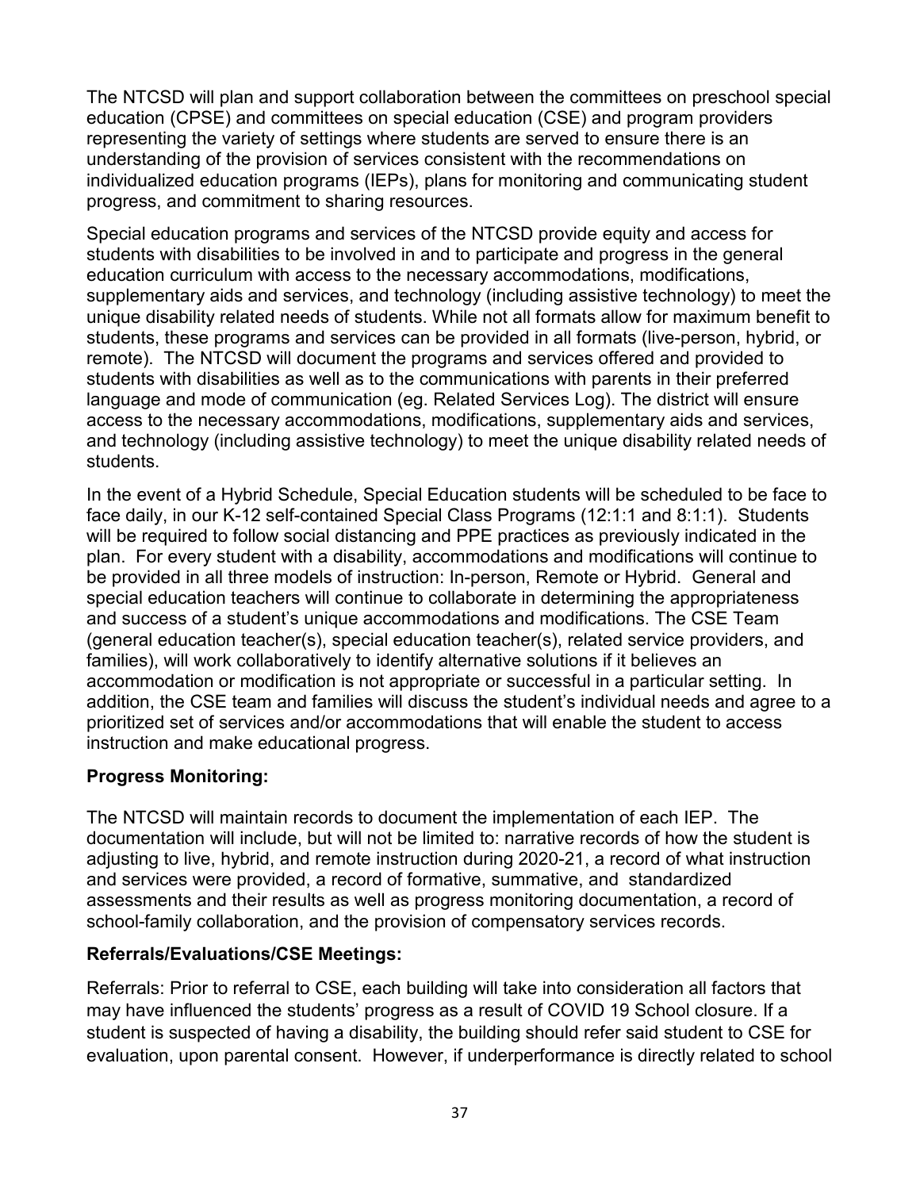The NTCSD will plan and support collaboration between the committees on preschool special education (CPSE) and committees on special education (CSE) and program providers representing the variety of settings where students are served to ensure there is an understanding of the provision of services consistent with the recommendations on individualized education programs (IEPs), plans for monitoring and communicating student progress, and commitment to sharing resources.

Special education programs and services of the NTCSD provide equity and access for students with disabilities to be involved in and to participate and progress in the general education curriculum with access to the necessary accommodations, modifications, supplementary aids and services, and technology (including assistive technology) to meet the unique disability related needs of students. While not all formats allow for maximum benefit to students, these programs and services can be provided in all formats (live-person, hybrid, or remote). The NTCSD will document the programs and services offered and provided to students with disabilities as well as to the communications with parents in their preferred language and mode of communication (eg. Related Services Log). The district will ensure access to the necessary accommodations, modifications, supplementary aids and services, and technology (including assistive technology) to meet the unique disability related needs of students.

In the event of a Hybrid Schedule, Special Education students will be scheduled to be face to face daily, in our K-12 self-contained Special Class Programs (12:1:1 and 8:1:1). Students will be required to follow social distancing and PPE practices as previously indicated in the plan. For every student with a disability, accommodations and modifications will continue to be provided in all three models of instruction: In-person, Remote or Hybrid. General and special education teachers will continue to collaborate in determining the appropriateness and success of a student's unique accommodations and modifications. The CSE Team (general education teacher(s), special education teacher(s), related service providers, and families), will work collaboratively to identify alternative solutions if it believes an accommodation or modification is not appropriate or successful in a particular setting. In addition, the CSE team and families will discuss the student's individual needs and agree to a prioritized set of services and/or accommodations that will enable the student to access instruction and make educational progress.

**Progress Monitoring:**

The NTCSD will maintain records to document the implementation of each IEP. The documentation will include, but will not be limited to: narrative records of how the student is adjusting to live, hybrid, and remote instruction during 2020-21, a record of what instruction and services were provided, a record of formative, summative, and standardized assessments and their results as well as progress monitoring documentation, a record of school-family collaboration, and the provision of compensatory services records.

**Referrals/Evaluations/CSE Meetings:**

Referrals: Prior to referral to CSE, each building will take into consideration all factors that may have influenced the students' progress as a result of COVID 19 School closure. If a student is suspected of having a disability, the building should refer said student to CSE for evaluation, upon parental consent. However, if underperformance is directly related to school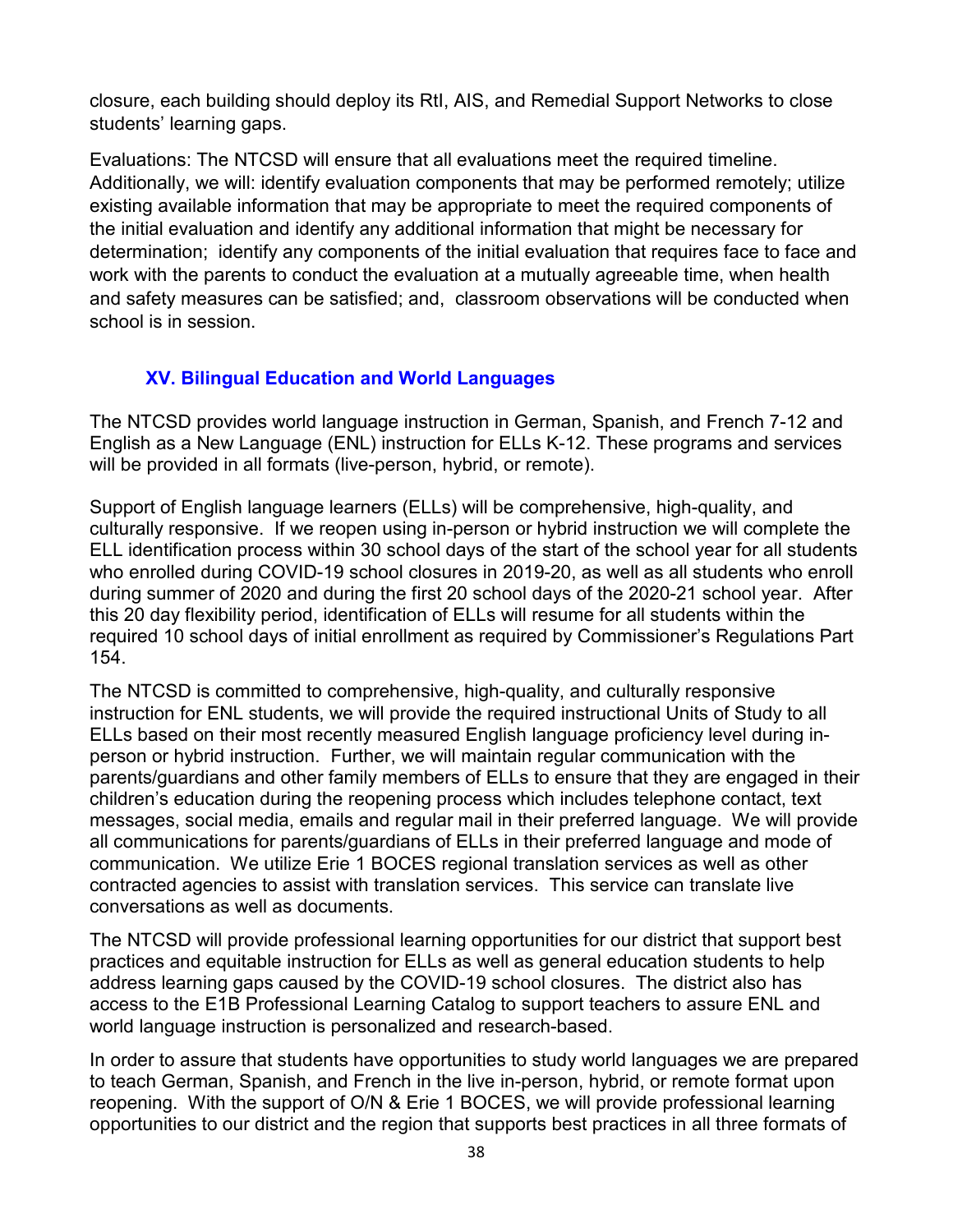closure, each building should deploy its RtI, AIS, and Remedial Support Networks to close students' learning gaps.

Evaluations: The NTCSD will ensure that all evaluations meet the required timeline. Additionally, we will: identify evaluation components that may be performed remotely; utilize existing available information that may be appropriate to meet the required components of the initial evaluation and identify any additional information that might be necessary for determination; identify any components of the initial evaluation that requires face to face and work with the parents to conduct the evaluation at a mutually agreeable time, when health and safety measures can be satisfied; and, classroom observations will be conducted when school is in session.

## XV. Bilingual Education and World Languages

The NTCSD provides world language instruction in German, Spanish, and French 7-12 and English as a New Language (ENL) instruction for ELLs K-12. These programs and services will be provided in all formats (live-person, hybrid, or remote).

Support of English language learners (ELLs) will be comprehensive, high-quality, and culturally responsive. If we reopen using in-person or hybrid instruction we will complete the ELL identification process within 30 school days of the start of the school year for all students who enrolled during COVID-19 school closures in 2019-20, as well as all students who enroll during summer of 2020 and during the first 20 school days of the 2020-21 school year. After this 20 day flexibility period, identification of ELLs will resume for all students within the required 10 school days of initial enrollment as required by Commissioner's Regulations Part 154.

The NTCSD is committed to comprehensive, high-quality, and culturally responsive instruction for ENL students, we will provide the required instructional Units of Study to all ELLs based on their most recently measured English language proficiency level during in-person or hybrid instruction. Further, we will maintain regular communication with the parents/guardians and other family members of ELLs to ensure that they are engaged in their children's education during the reopening process which includes telephone contact, text messages, social media, emails and regular mail in their preferred language. We will provide all communications for parents/guardians of ELLs in their preferred language and mode of communication. We utilize Erie 1 BOCES regional translation services as well as other contracted agencies to assist with translation services. This service can translate live conversations as well as documents.

The NTCSD will provide professional learning opportunities for our district that support best practices and equitable instruction for ELLs as well as general education students to help address learning gaps caused by the COVID-19 school closures. The district also has access to the E1B Professional Learning Catalog to support teachers to assure ENL and world language instruction is personalized and research-based.

In order to assure that students have opportunities to study world languages we are prepared to teach German, Spanish, and French in the live in-person, hybrid, or remote format upon reopening. With the support of O/N & Erie 1 BOCES, we will provide professional learning opportunities to our district and the region that supports best practices in all three formats of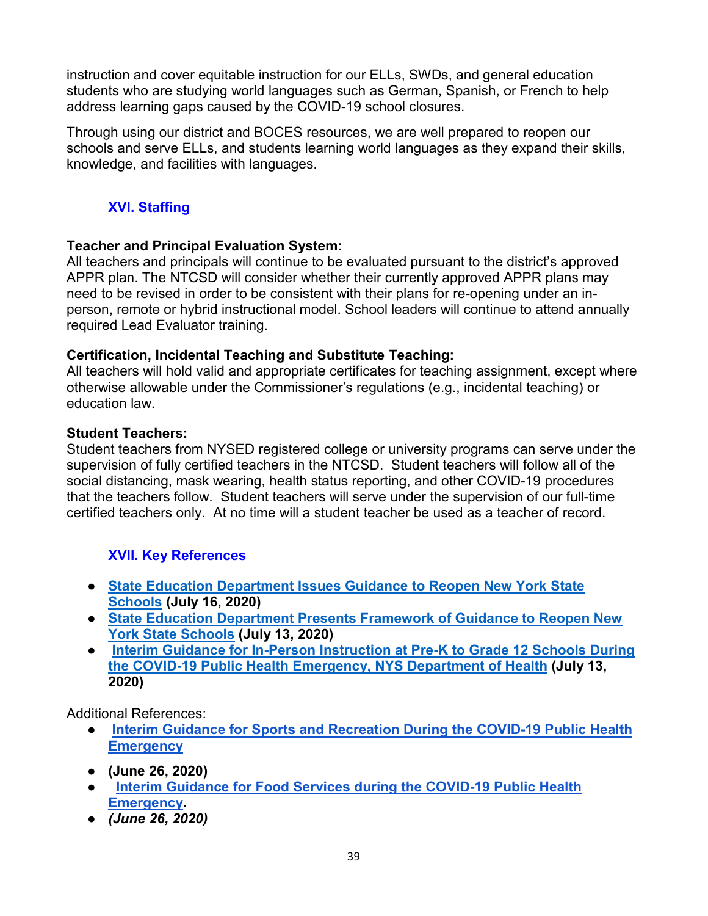instruction and cover equitable instruction for our ELLs, SWDs, and general education students who are studying world languages such as German, Spanish, or French to help address learning gaps caused by the COVID-19 school closures.

Through using our district and BOCES resources, we are well prepared to reopen our schools and serve ELLs, and students learning world languages as they expand their skills, knowledge, and facilities with languages.

## XVI. Staffing

**Teacher and Principal Evaluation System:**
All teachers and principals will continue to be evaluated pursuant to the district's approved APPR plan. The NTCSD will consider whether their currently approved APPR plans may need to be revised in order to be consistent with their plans for re-opening under an in-person, remote or hybrid instructional model. School leaders will continue to attend annually required Lead Evaluator training.

**Certification, Incidental Teaching and Substitute Teaching:**
All teachers will hold valid and appropriate certificates for teaching assignment, except where otherwise allowable under the Commissioner's regulations (e.g., incidental teaching) or education law.

**Student Teachers:**
Student teachers from NYSED registered college or university programs can serve under the supervision of fully certified teachers in the NTCSD. Student teachers will follow all of the social distancing, mask wearing, health status reporting, and other COVID-19 procedures that the teachers follow. Student teachers will serve under the supervision of our full-time certified teachers only. At no time will a student teacher be used as a teacher of record.

## XVII. Key References

- **State Education Department Issues Guidance to Reopen New York State Schools (July 16, 2020)**
- **State Education Department Presents Framework of Guidance to Reopen New York State Schools (July 13, 2020)**
- **Interim Guidance for In-Person Instruction at Pre-K to Grade 12 Schools During the COVID-19 Public Health Emergency, NYS Department of Health (July 13, 2020)**

Additional References:

- **Interim Guidance for Sports and Recreation During the COVID-19 Public Health Emergency**
- **(June 26, 2020)**
- **Interim Guidance for Food Services during the COVID-19 Public Health Emergency.**
- ***(June 26, 2020)***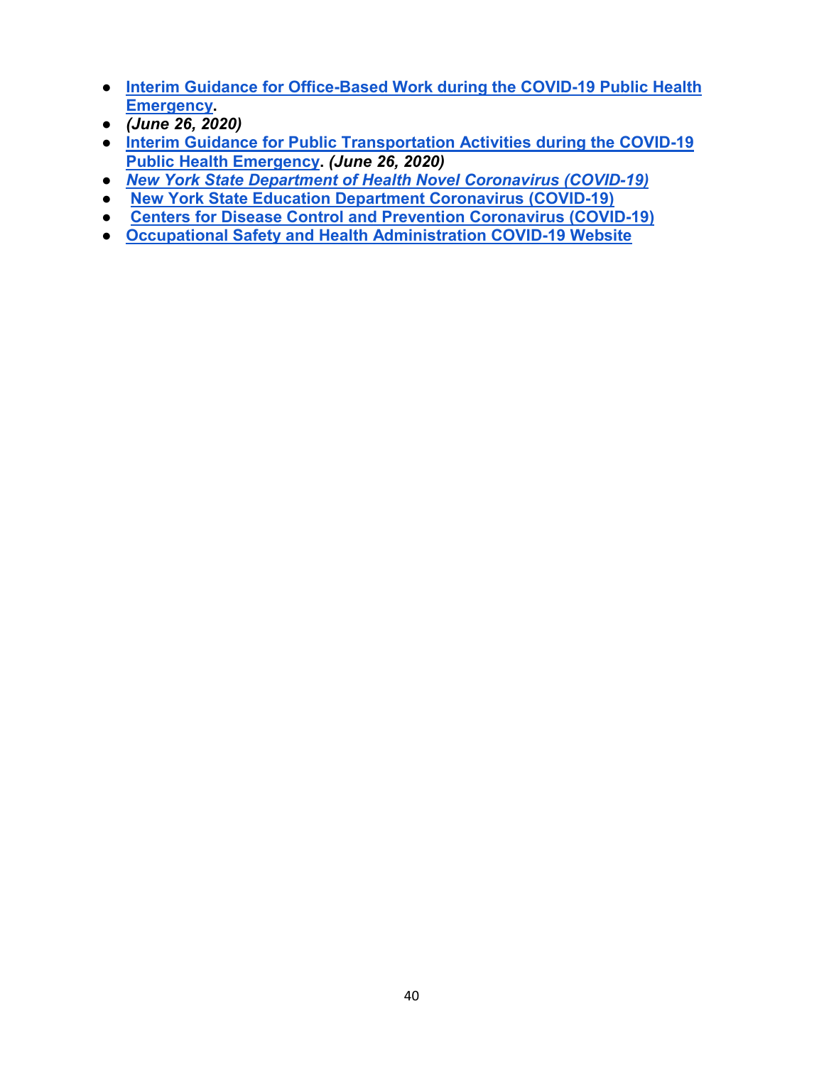- **Interim Guidance for Office-Based Work during the COVID-19 Public Health Emergency.**
- ***(June 26, 2020)***
- **Interim Guidance for Public Transportation Activities during the COVID-19 Public Health Emergency. *(June 26, 2020)***
- ***New York State Department of Health Novel Coronavirus (COVID-19)***
- **New York State Education Department Coronavirus (COVID-19)**
- **Centers for Disease Control and Prevention Coronavirus (COVID-19)**
- **Occupational Safety and Health Administration COVID-19 Website**